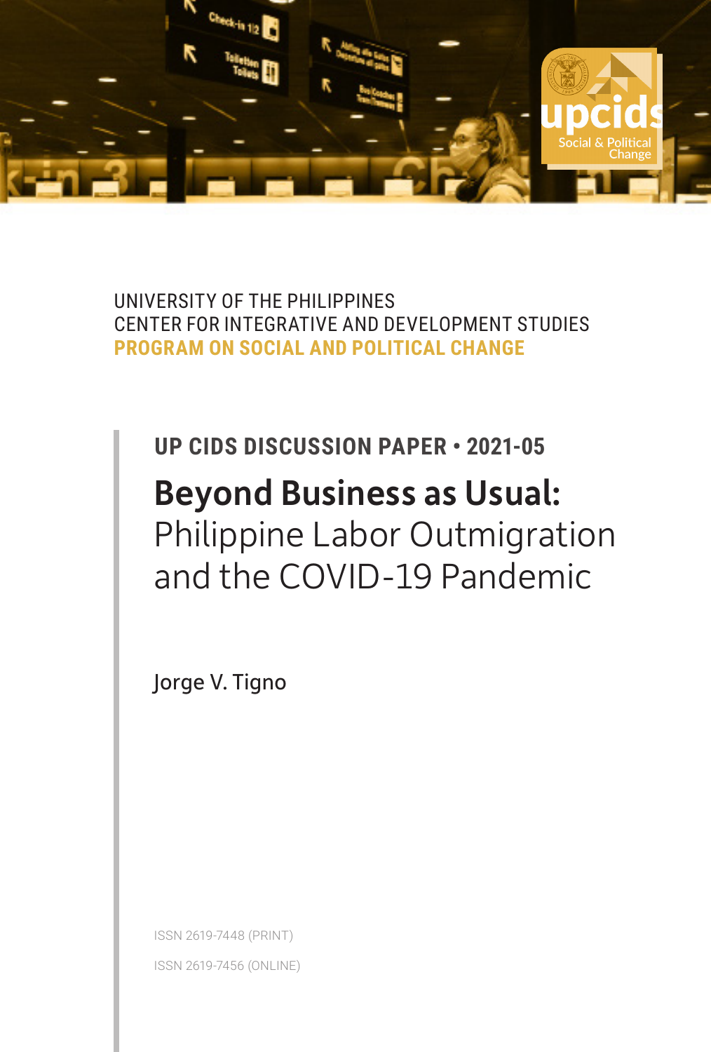UNIVERSITY OF THE PHILIPPINES
CENTER FOR INTEGRATIVE AND DEVELOPMENT STUDIES
**PROGRAM ON SOCIAL AND POLITICAL CHANGE**

**UP CIDS DISCUSSION PAPER • 2021-05**

# **Beyond Business as Usual:** Philippine Labor Outmigration and the COVID-19 Pandemic

Jorge V. Tigno

ISSN 2619-7448 (PRINT)

ISSN 2619-7456 (ONLINE)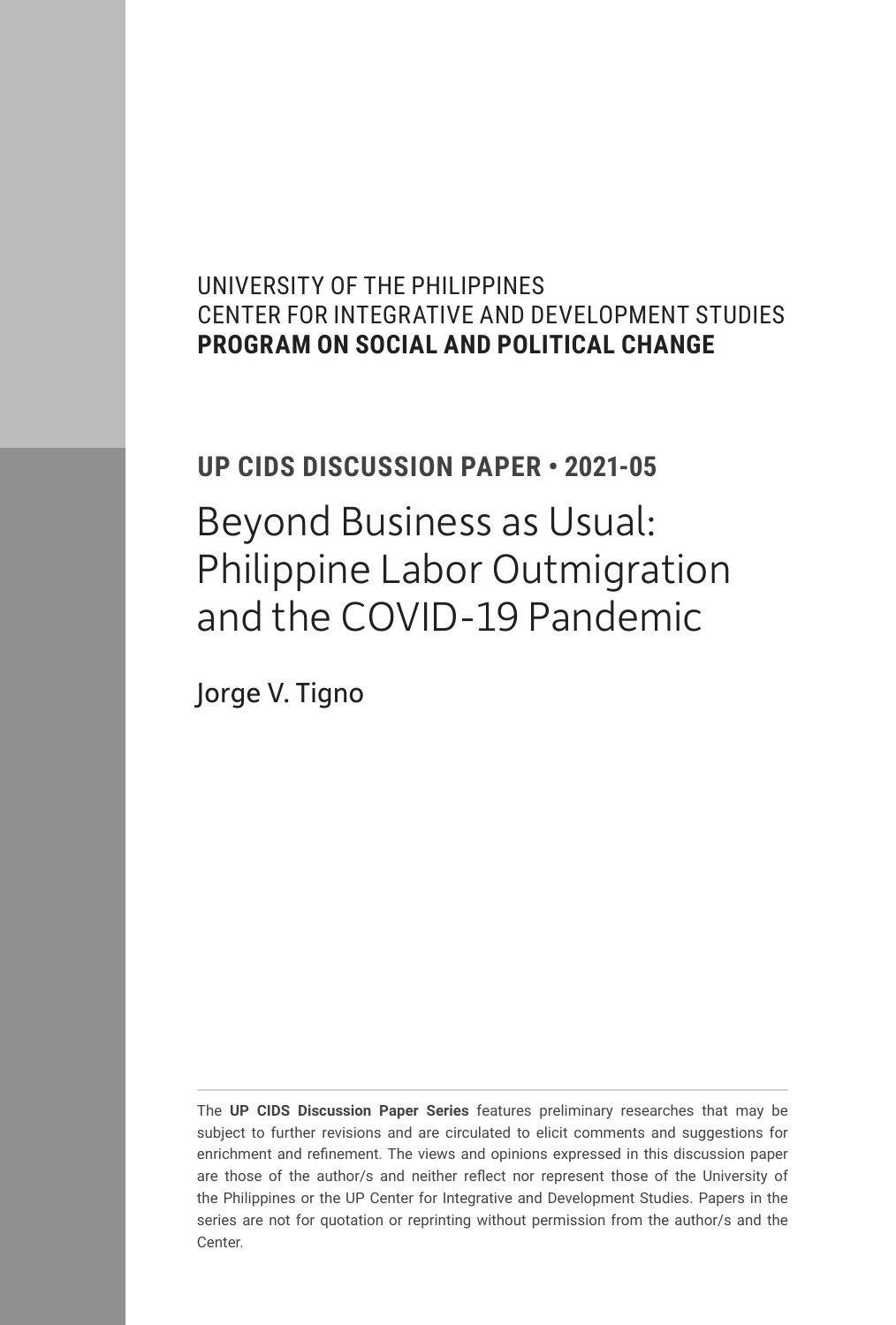UNIVERSITY OF THE PHILIPPINES
CENTER FOR INTEGRATIVE AND DEVELOPMENT STUDIES
**PROGRAM ON SOCIAL AND POLITICAL CHANGE**

**UP CIDS DISCUSSION PAPER • 2021-05**

# Beyond Business as Usual: Philippine Labor Outmigration and the COVID-19 Pandemic

Jorge V. Tigno

The **UP CIDS Discussion Paper Series** features preliminary researches that may be subject to further revisions and are circulated to elicit comments and suggestions for enrichment and refinement. The views and opinions expressed in this discussion paper are those of the author/s and neither reflect nor represent those of the University of the Philippines or the UP Center for Integrative and Development Studies. Papers in the series are not for quotation or reprinting without permission from the author/s and the Center.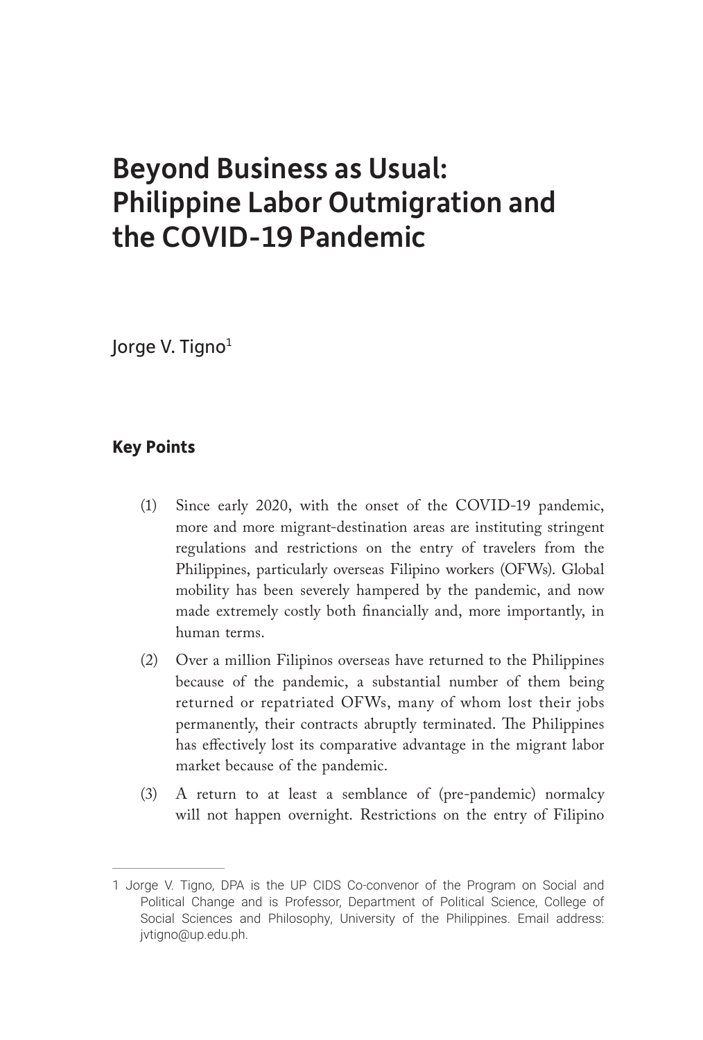# Beyond Business as Usual: Philippine Labor Outmigration and the COVID-19 Pandemic

Jorge V. Tigno[1]

### Key Points

(1) Since early 2020, with the onset of the COVID-19 pandemic, more and more migrant-destination areas are instituting stringent regulations and restrictions on the entry of travelers from the Philippines, particularly overseas Filipino workers (OFWs). Global mobility has been severely hampered by the pandemic, and now made extremely costly both financially and, more importantly, in human terms.

(2) Over a million Filipinos overseas have returned to the Philippines because of the pandemic, a substantial number of them being returned or repatriated OFWs, many of whom lost their jobs permanently, their contracts abruptly terminated. The Philippines has effectively lost its comparative advantage in the migrant labor market because of the pandemic.

(3) A return to at least a semblance of (pre-pandemic) normalcy will not happen overnight. Restrictions on the entry of Filipino

---

1 Jorge V. Tigno, DPA is the UP CIDS Co-convenor of the Program on Social and Political Change and is Professor, Department of Political Science, College of Social Sciences and Philosophy, University of the Philippines. Email address: jvtigno@up.edu.ph.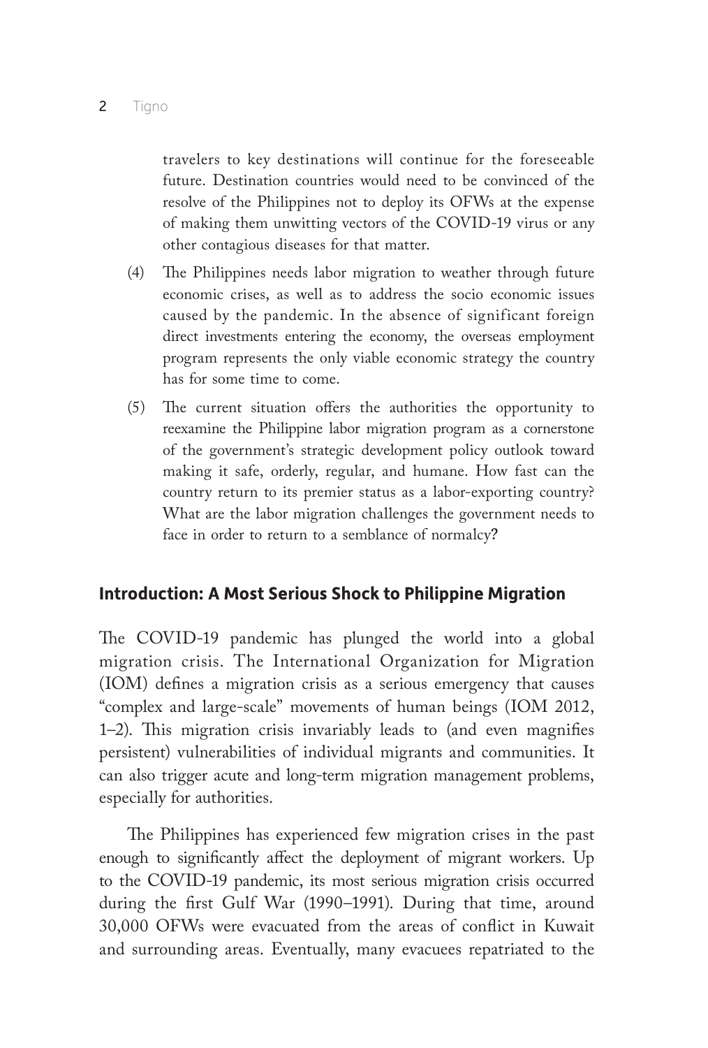travelers to key destinations will continue for the foreseeable future. Destination countries would need to be convinced of the resolve of the Philippines not to deploy its OFWs at the expense of making them unwitting vectors of the COVID-19 virus or any other contagious diseases for that matter.

(4) The Philippines needs labor migration to weather through future economic crises, as well as to address the socio economic issues caused by the pandemic. In the absence of significant foreign direct investments entering the economy, the overseas employment program represents the only viable economic strategy the country has for some time to come.

(5) The current situation offers the authorities the opportunity to reexamine the Philippine labor migration program as a cornerstone of the government's strategic development policy outlook toward making it safe, orderly, regular, and humane. How fast can the country return to its premier status as a labor-exporting country? What are the labor migration challenges the government needs to face in order to return to a semblance of normalcy?

## Introduction: A Most Serious Shock to Philippine Migration

The COVID-19 pandemic has plunged the world into a global migration crisis. The International Organization for Migration (IOM) defines a migration crisis as a serious emergency that causes "complex and large-scale" movements of human beings (IOM 2012, 1–2). This migration crisis invariably leads to (and even magnifies persistent) vulnerabilities of individual migrants and communities. It can also trigger acute and long-term migration management problems, especially for authorities.

The Philippines has experienced few migration crises in the past enough to significantly affect the deployment of migrant workers. Up to the COVID-19 pandemic, its most serious migration crisis occurred during the first Gulf War (1990–1991). During that time, around 30,000 OFWs were evacuated from the areas of conflict in Kuwait and surrounding areas. Eventually, many evacuees repatriated to the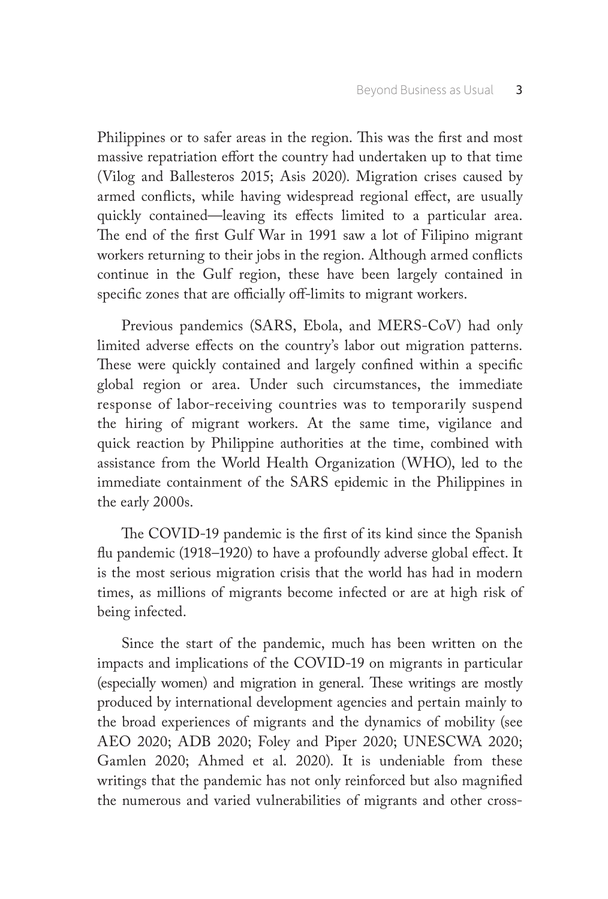Philippines or to safer areas in the region. This was the first and most massive repatriation effort the country had undertaken up to that time (Vilog and Ballesteros 2015; Asis 2020). Migration crises caused by armed conflicts, while having widespread regional effect, are usually quickly contained—leaving its effects limited to a particular area. The end of the first Gulf War in 1991 saw a lot of Filipino migrant workers returning to their jobs in the region. Although armed conflicts continue in the Gulf region, these have been largely contained in specific zones that are officially off-limits to migrant workers.

Previous pandemics (SARS, Ebola, and MERS-CoV) had only limited adverse effects on the country's labor out migration patterns. These were quickly contained and largely confined within a specific global region or area. Under such circumstances, the immediate response of labor-receiving countries was to temporarily suspend the hiring of migrant workers. At the same time, vigilance and quick reaction by Philippine authorities at the time, combined with assistance from the World Health Organization (WHO), led to the immediate containment of the SARS epidemic in the Philippines in the early 2000s.

The COVID-19 pandemic is the first of its kind since the Spanish flu pandemic (1918–1920) to have a profoundly adverse global effect. It is the most serious migration crisis that the world has had in modern times, as millions of migrants become infected or are at high risk of being infected.

Since the start of the pandemic, much has been written on the impacts and implications of the COVID-19 on migrants in particular (especially women) and migration in general. These writings are mostly produced by international development agencies and pertain mainly to the broad experiences of migrants and the dynamics of mobility (see AEO 2020; ADB 2020; Foley and Piper 2020; UNESCWA 2020; Gamlen 2020; Ahmed et al. 2020). It is undeniable from these writings that the pandemic has not only reinforced but also magnified the numerous and varied vulnerabilities of migrants and other cross-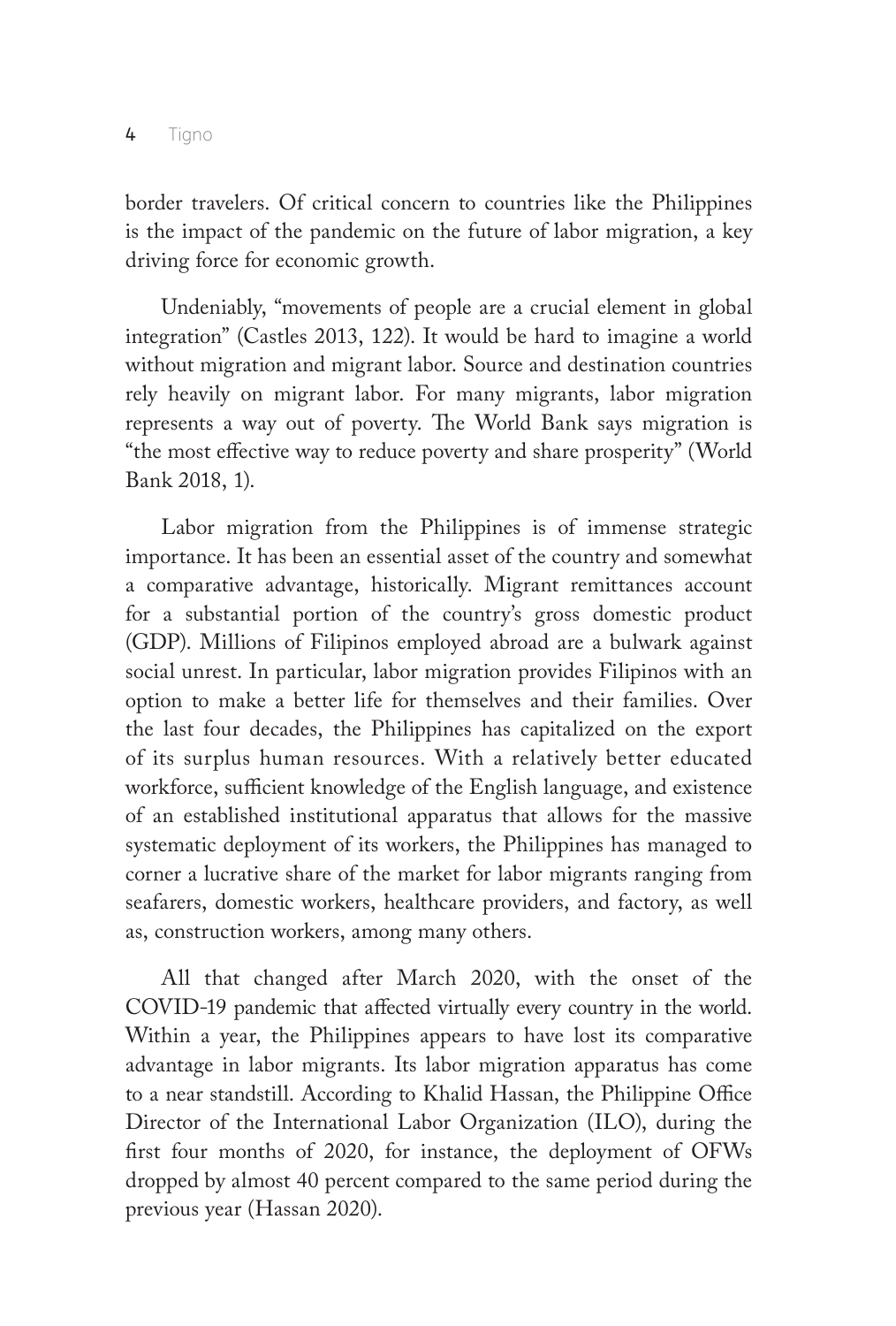border travelers. Of critical concern to countries like the Philippines is the impact of the pandemic on the future of labor migration, a key driving force for economic growth.

Undeniably, "movements of people are a crucial element in global integration" (Castles 2013, 122). It would be hard to imagine a world without migration and migrant labor. Source and destination countries rely heavily on migrant labor. For many migrants, labor migration represents a way out of poverty. The World Bank says migration is "the most effective way to reduce poverty and share prosperity" (World Bank 2018, 1).

Labor migration from the Philippines is of immense strategic importance. It has been an essential asset of the country and somewhat a comparative advantage, historically. Migrant remittances account for a substantial portion of the country's gross domestic product (GDP). Millions of Filipinos employed abroad are a bulwark against social unrest. In particular, labor migration provides Filipinos with an option to make a better life for themselves and their families. Over the last four decades, the Philippines has capitalized on the export of its surplus human resources. With a relatively better educated workforce, sufficient knowledge of the English language, and existence of an established institutional apparatus that allows for the massive systematic deployment of its workers, the Philippines has managed to corner a lucrative share of the market for labor migrants ranging from seafarers, domestic workers, healthcare providers, and factory, as well as, construction workers, among many others.

All that changed after March 2020, with the onset of the COVID-19 pandemic that affected virtually every country in the world. Within a year, the Philippines appears to have lost its comparative advantage in labor migrants. Its labor migration apparatus has come to a near standstill. According to Khalid Hassan, the Philippine Office Director of the International Labor Organization (ILO), during the first four months of 2020, for instance, the deployment of OFWs dropped by almost 40 percent compared to the same period during the previous year (Hassan 2020).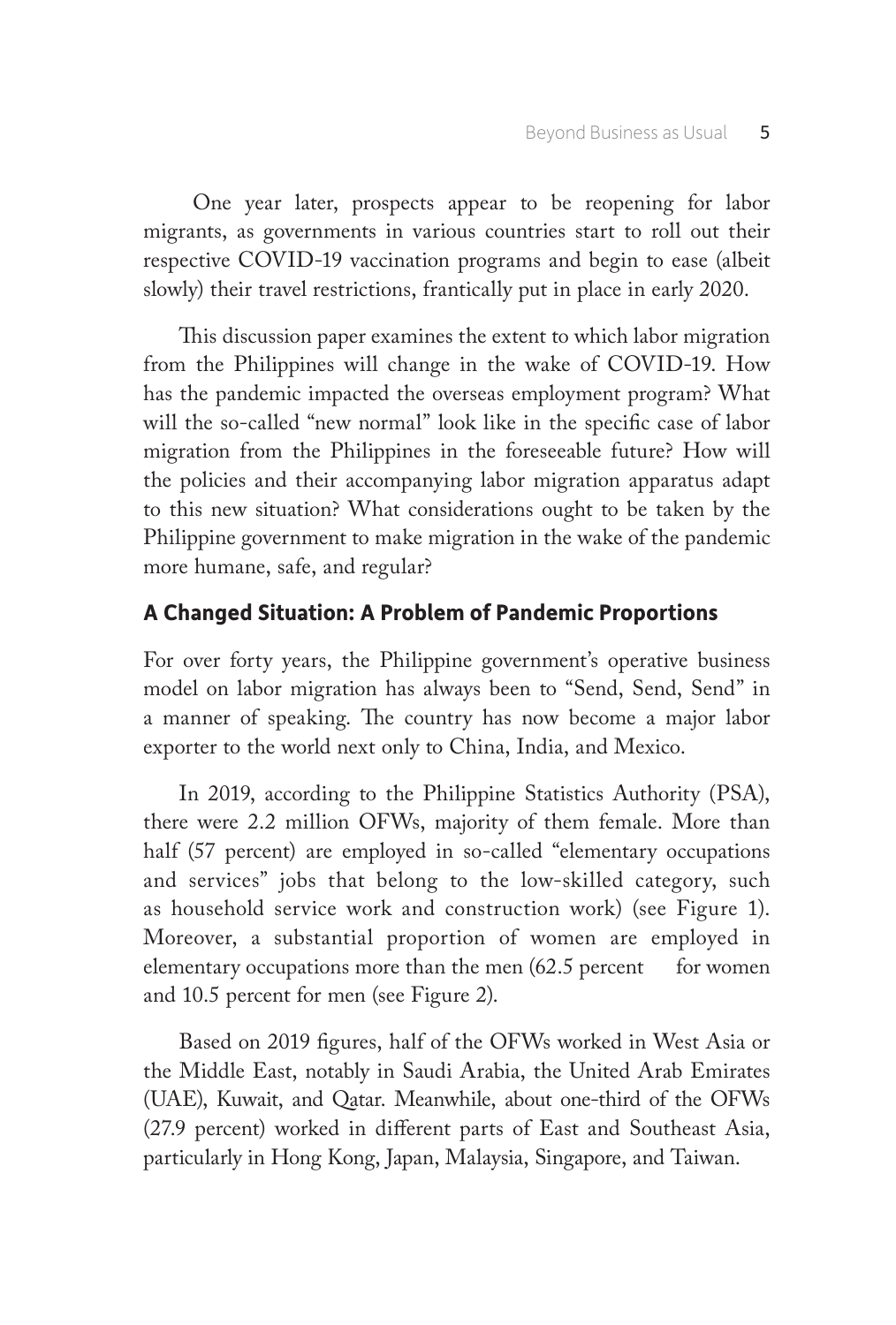One year later, prospects appear to be reopening for labor migrants, as governments in various countries start to roll out their respective COVID-19 vaccination programs and begin to ease (albeit slowly) their travel restrictions, frantically put in place in early 2020.

This discussion paper examines the extent to which labor migration from the Philippines will change in the wake of COVID-19. How has the pandemic impacted the overseas employment program? What will the so-called "new normal" look like in the specific case of labor migration from the Philippines in the foreseeable future? How will the policies and their accompanying labor migration apparatus adapt to this new situation? What considerations ought to be taken by the Philippine government to make migration in the wake of the pandemic more humane, safe, and regular?

## A Changed Situation: A Problem of Pandemic Proportions

For over forty years, the Philippine government's operative business model on labor migration has always been to "Send, Send, Send" in a manner of speaking. The country has now become a major labor exporter to the world next only to China, India, and Mexico.

In 2019, according to the Philippine Statistics Authority (PSA), there were 2.2 million OFWs, majority of them female. More than half (57 percent) are employed in so-called "elementary occupations and services" jobs that belong to the low-skilled category, such as household service work and construction work) (see Figure 1). Moreover, a substantial proportion of women are employed in elementary occupations more than the men (62.5 percent for women and 10.5 percent for men (see Figure 2).

Based on 2019 figures, half of the OFWs worked in West Asia or the Middle East, notably in Saudi Arabia, the United Arab Emirates (UAE), Kuwait, and Qatar. Meanwhile, about one-third of the OFWs (27.9 percent) worked in different parts of East and Southeast Asia, particularly in Hong Kong, Japan, Malaysia, Singapore, and Taiwan.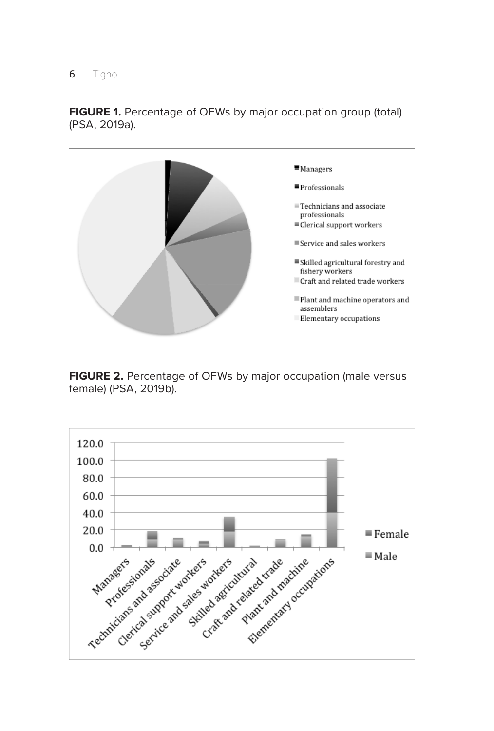**FIGURE 1.** Percentage of OFWs by major occupation group (total) (PSA, 2019a).

**FIGURE 2.** Percentage of OFWs by major occupation (male versus female) (PSA, 2019b).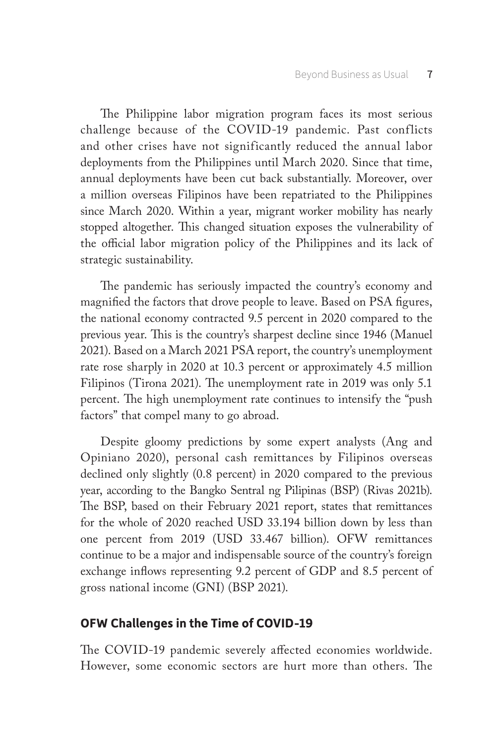The Philippine labor migration program faces its most serious challenge because of the COVID-19 pandemic. Past conflicts and other crises have not significantly reduced the annual labor deployments from the Philippines until March 2020. Since that time, annual deployments have been cut back substantially. Moreover, over a million overseas Filipinos have been repatriated to the Philippines since March 2020. Within a year, migrant worker mobility has nearly stopped altogether. This changed situation exposes the vulnerability of the official labor migration policy of the Philippines and its lack of strategic sustainability.

The pandemic has seriously impacted the country's economy and magnified the factors that drove people to leave. Based on PSA figures, the national economy contracted 9.5 percent in 2020 compared to the previous year. This is the country's sharpest decline since 1946 (Manuel 2021). Based on a March 2021 PSA report, the country's unemployment rate rose sharply in 2020 at 10.3 percent or approximately 4.5 million Filipinos (Tirona 2021). The unemployment rate in 2019 was only 5.1 percent. The high unemployment rate continues to intensify the "push factors" that compel many to go abroad.

Despite gloomy predictions by some expert analysts (Ang and Opiniano 2020), personal cash remittances by Filipinos overseas declined only slightly (0.8 percent) in 2020 compared to the previous year, according to the Bangko Sentral ng Pilipinas (BSP) (Rivas 2021b). The BSP, based on their February 2021 report, states that remittances for the whole of 2020 reached USD 33.194 billion down by less than one percent from 2019 (USD 33.467 billion). OFW remittances continue to be a major and indispensable source of the country's foreign exchange inflows representing 9.2 percent of GDP and 8.5 percent of gross national income (GNI) (BSP 2021).

## OFW Challenges in the Time of COVID-19

The COVID-19 pandemic severely affected economies worldwide. However, some economic sectors are hurt more than others. The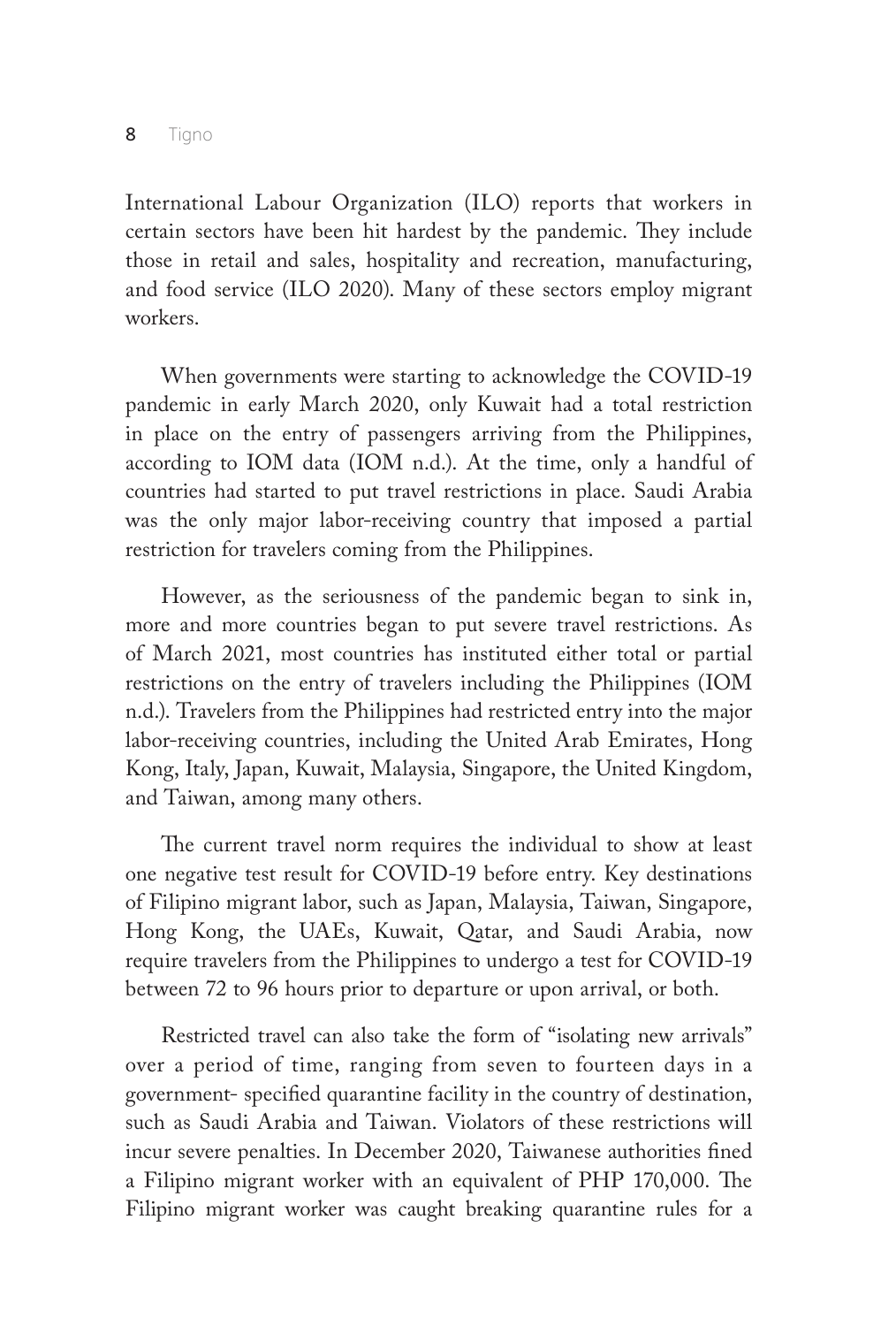International Labour Organization (ILO) reports that workers in certain sectors have been hit hardest by the pandemic. They include those in retail and sales, hospitality and recreation, manufacturing, and food service (ILO 2020). Many of these sectors employ migrant workers.

When governments were starting to acknowledge the COVID-19 pandemic in early March 2020, only Kuwait had a total restriction in place on the entry of passengers arriving from the Philippines, according to IOM data (IOM n.d.). At the time, only a handful of countries had started to put travel restrictions in place. Saudi Arabia was the only major labor-receiving country that imposed a partial restriction for travelers coming from the Philippines.

However, as the seriousness of the pandemic began to sink in, more and more countries began to put severe travel restrictions. As of March 2021, most countries has instituted either total or partial restrictions on the entry of travelers including the Philippines (IOM n.d.). Travelers from the Philippines had restricted entry into the major labor-receiving countries, including the United Arab Emirates, Hong Kong, Italy, Japan, Kuwait, Malaysia, Singapore, the United Kingdom, and Taiwan, among many others.

The current travel norm requires the individual to show at least one negative test result for COVID-19 before entry. Key destinations of Filipino migrant labor, such as Japan, Malaysia, Taiwan, Singapore, Hong Kong, the UAEs, Kuwait, Qatar, and Saudi Arabia, now require travelers from the Philippines to undergo a test for COVID-19 between 72 to 96 hours prior to departure or upon arrival, or both.

Restricted travel can also take the form of "isolating new arrivals" over a period of time, ranging from seven to fourteen days in a government- specified quarantine facility in the country of destination, such as Saudi Arabia and Taiwan. Violators of these restrictions will incur severe penalties. In December 2020, Taiwanese authorities fined a Filipino migrant worker with an equivalent of PHP 170,000. The Filipino migrant worker was caught breaking quarantine rules for a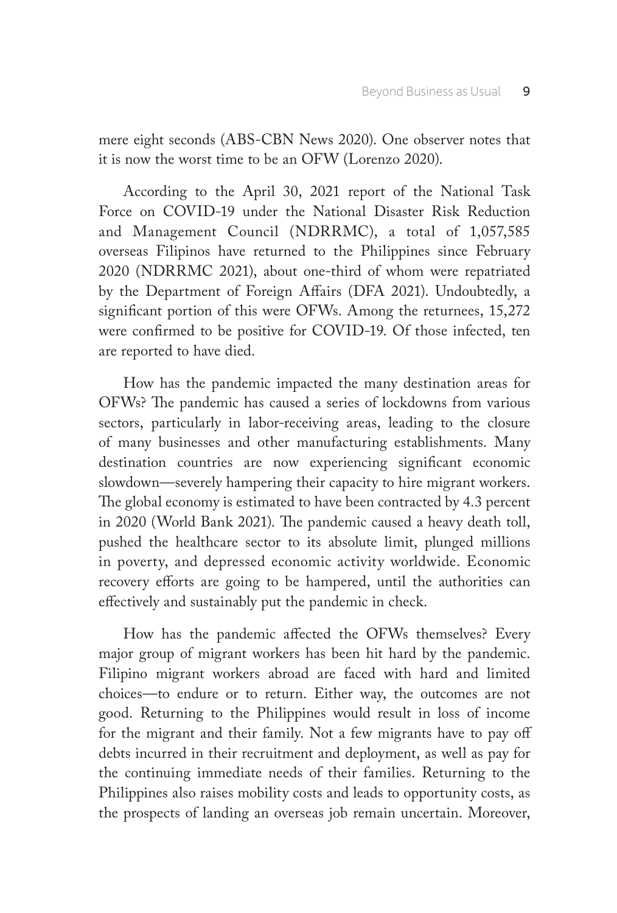mere eight seconds (ABS-CBN News 2020). One observer notes that it is now the worst time to be an OFW (Lorenzo 2020).

According to the April 30, 2021 report of the National Task Force on COVID-19 under the National Disaster Risk Reduction and Management Council (NDRRMC), a total of 1,057,585 overseas Filipinos have returned to the Philippines since February 2020 (NDRRMC 2021), about one-third of whom were repatriated by the Department of Foreign Affairs (DFA 2021). Undoubtedly, a significant portion of this were OFWs. Among the returnees, 15,272 were confirmed to be positive for COVID-19. Of those infected, ten are reported to have died.

How has the pandemic impacted the many destination areas for OFWs? The pandemic has caused a series of lockdowns from various sectors, particularly in labor-receiving areas, leading to the closure of many businesses and other manufacturing establishments. Many destination countries are now experiencing significant economic slowdown—severely hampering their capacity to hire migrant workers. The global economy is estimated to have been contracted by 4.3 percent in 2020 (World Bank 2021). The pandemic caused a heavy death toll, pushed the healthcare sector to its absolute limit, plunged millions in poverty, and depressed economic activity worldwide. Economic recovery efforts are going to be hampered, until the authorities can effectively and sustainably put the pandemic in check.

How has the pandemic affected the OFWs themselves? Every major group of migrant workers has been hit hard by the pandemic. Filipino migrant workers abroad are faced with hard and limited choices—to endure or to return. Either way, the outcomes are not good. Returning to the Philippines would result in loss of income for the migrant and their family. Not a few migrants have to pay off debts incurred in their recruitment and deployment, as well as pay for the continuing immediate needs of their families. Returning to the Philippines also raises mobility costs and leads to opportunity costs, as the prospects of landing an overseas job remain uncertain. Moreover,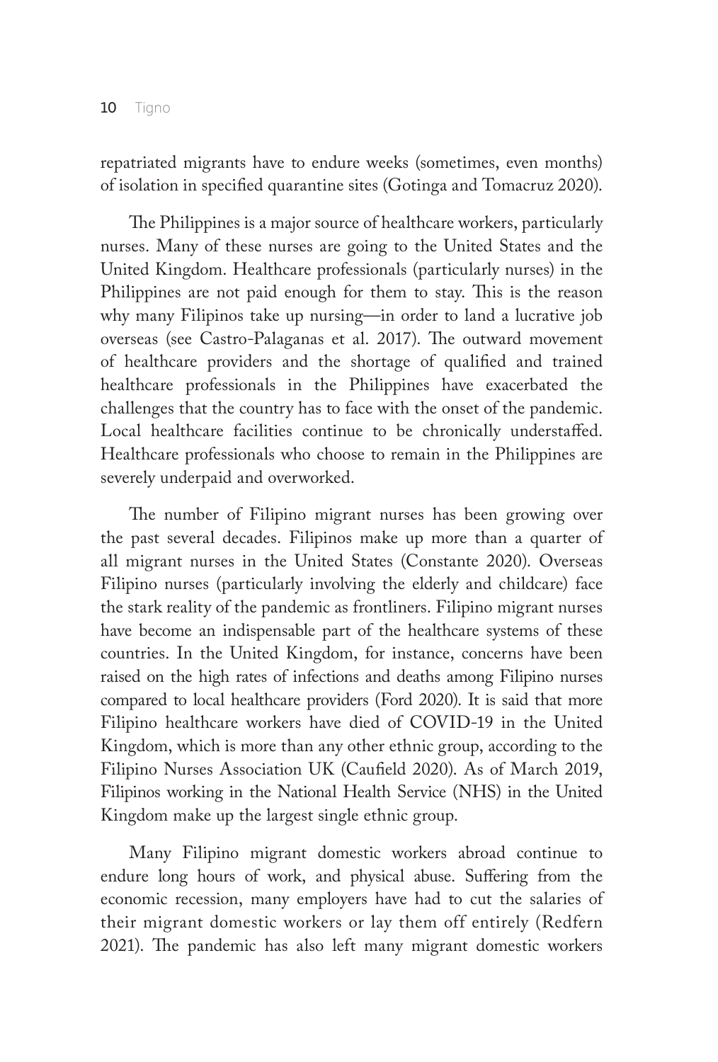repatriated migrants have to endure weeks (sometimes, even months) of isolation in specified quarantine sites (Gotinga and Tomacruz 2020).

The Philippines is a major source of healthcare workers, particularly nurses. Many of these nurses are going to the United States and the United Kingdom. Healthcare professionals (particularly nurses) in the Philippines are not paid enough for them to stay. This is the reason why many Filipinos take up nursing—in order to land a lucrative job overseas (see Castro-Palaganas et al. 2017). The outward movement of healthcare providers and the shortage of qualified and trained healthcare professionals in the Philippines have exacerbated the challenges that the country has to face with the onset of the pandemic. Local healthcare facilities continue to be chronically understaffed. Healthcare professionals who choose to remain in the Philippines are severely underpaid and overworked.

The number of Filipino migrant nurses has been growing over the past several decades. Filipinos make up more than a quarter of all migrant nurses in the United States (Constante 2020). Overseas Filipino nurses (particularly involving the elderly and childcare) face the stark reality of the pandemic as frontliners. Filipino migrant nurses have become an indispensable part of the healthcare systems of these countries. In the United Kingdom, for instance, concerns have been raised on the high rates of infections and deaths among Filipino nurses compared to local healthcare providers (Ford 2020). It is said that more Filipino healthcare workers have died of COVID-19 in the United Kingdom, which is more than any other ethnic group, according to the Filipino Nurses Association UK (Caufield 2020). As of March 2019, Filipinos working in the National Health Service (NHS) in the United Kingdom make up the largest single ethnic group.

Many Filipino migrant domestic workers abroad continue to endure long hours of work, and physical abuse. Suffering from the economic recession, many employers have had to cut the salaries of their migrant domestic workers or lay them off entirely (Redfern 2021). The pandemic has also left many migrant domestic workers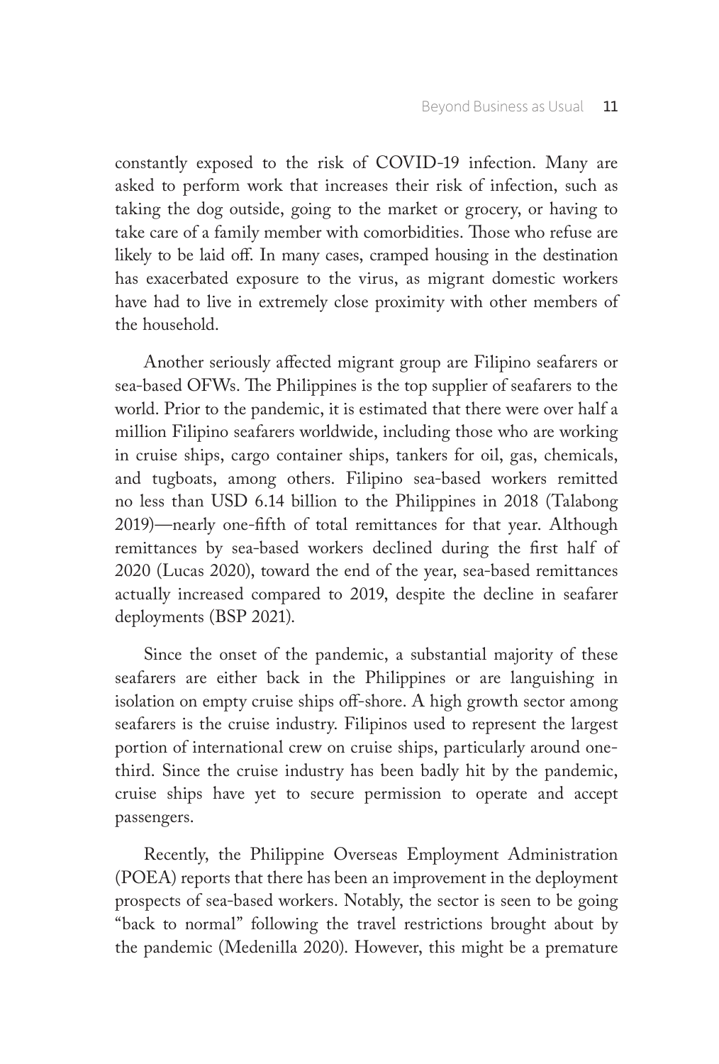constantly exposed to the risk of COVID-19 infection. Many are asked to perform work that increases their risk of infection, such as taking the dog outside, going to the market or grocery, or having to take care of a family member with comorbidities. Those who refuse are likely to be laid off. In many cases, cramped housing in the destination has exacerbated exposure to the virus, as migrant domestic workers have had to live in extremely close proximity with other members of the household.

Another seriously affected migrant group are Filipino seafarers or sea-based OFWs. The Philippines is the top supplier of seafarers to the world. Prior to the pandemic, it is estimated that there were over half a million Filipino seafarers worldwide, including those who are working in cruise ships, cargo container ships, tankers for oil, gas, chemicals, and tugboats, among others. Filipino sea-based workers remitted no less than USD 6.14 billion to the Philippines in 2018 (Talabong 2019)—nearly one-fifth of total remittances for that year. Although remittances by sea-based workers declined during the first half of 2020 (Lucas 2020), toward the end of the year, sea-based remittances actually increased compared to 2019, despite the decline in seafarer deployments (BSP 2021).

Since the onset of the pandemic, a substantial majority of these seafarers are either back in the Philippines or are languishing in isolation on empty cruise ships off-shore. A high growth sector among seafarers is the cruise industry. Filipinos used to represent the largest portion of international crew on cruise ships, particularly around one-third. Since the cruise industry has been badly hit by the pandemic, cruise ships have yet to secure permission to operate and accept passengers.

Recently, the Philippine Overseas Employment Administration (POEA) reports that there has been an improvement in the deployment prospects of sea-based workers. Notably, the sector is seen to be going "back to normal" following the travel restrictions brought about by the pandemic (Medenilla 2020). However, this might be a premature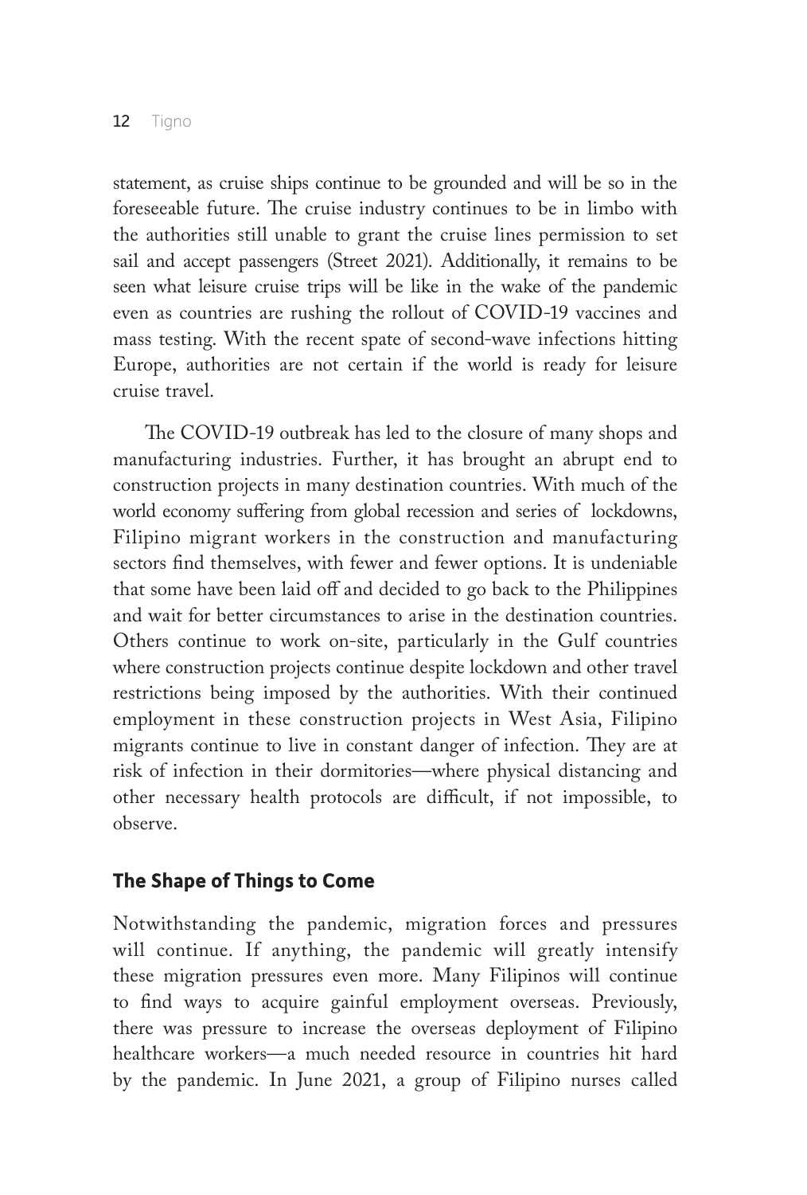statement, as cruise ships continue to be grounded and will be so in the foreseeable future. The cruise industry continues to be in limbo with the authorities still unable to grant the cruise lines permission to set sail and accept passengers (Street 2021). Additionally, it remains to be seen what leisure cruise trips will be like in the wake of the pandemic even as countries are rushing the rollout of COVID-19 vaccines and mass testing. With the recent spate of second-wave infections hitting Europe, authorities are not certain if the world is ready for leisure cruise travel.

The COVID-19 outbreak has led to the closure of many shops and manufacturing industries. Further, it has brought an abrupt end to construction projects in many destination countries. With much of the world economy suffering from global recession and series of lockdowns, Filipino migrant workers in the construction and manufacturing sectors find themselves, with fewer and fewer options. It is undeniable that some have been laid off and decided to go back to the Philippines and wait for better circumstances to arise in the destination countries. Others continue to work on-site, particularly in the Gulf countries where construction projects continue despite lockdown and other travel restrictions being imposed by the authorities. With their continued employment in these construction projects in West Asia, Filipino migrants continue to live in constant danger of infection. They are at risk of infection in their dormitories—where physical distancing and other necessary health protocols are difficult, if not impossible, to observe.

## The Shape of Things to Come

Notwithstanding the pandemic, migration forces and pressures will continue. If anything, the pandemic will greatly intensify these migration pressures even more. Many Filipinos will continue to find ways to acquire gainful employment overseas. Previously, there was pressure to increase the overseas deployment of Filipino healthcare workers—a much needed resource in countries hit hard by the pandemic. In June 2021, a group of Filipino nurses called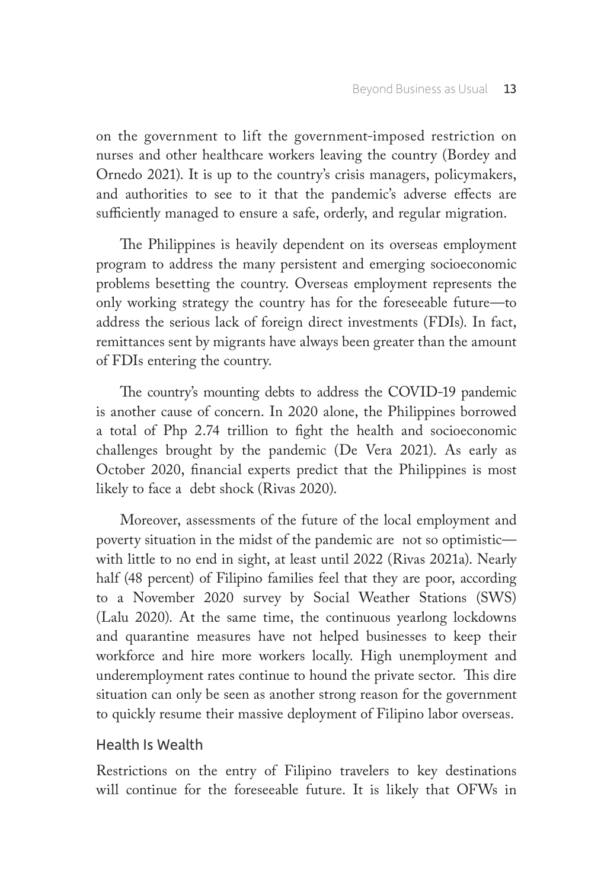on the government to lift the government-imposed restriction on nurses and other healthcare workers leaving the country (Bordey and Ornedo 2021). It is up to the country's crisis managers, policymakers, and authorities to see to it that the pandemic's adverse effects are sufficiently managed to ensure a safe, orderly, and regular migration.

The Philippines is heavily dependent on its overseas employment program to address the many persistent and emerging socioeconomic problems besetting the country. Overseas employment represents the only working strategy the country has for the foreseeable future—to address the serious lack of foreign direct investments (FDIs). In fact, remittances sent by migrants have always been greater than the amount of FDIs entering the country.

The country's mounting debts to address the COVID-19 pandemic is another cause of concern. In 2020 alone, the Philippines borrowed a total of Php 2.74 trillion to fight the health and socioeconomic challenges brought by the pandemic (De Vera 2021). As early as October 2020, financial experts predict that the Philippines is most likely to face a debt shock (Rivas 2020).

Moreover, assessments of the future of the local employment and poverty situation in the midst of the pandemic are not so optimistic—with little to no end in sight, at least until 2022 (Rivas 2021a). Nearly half (48 percent) of Filipino families feel that they are poor, according to a November 2020 survey by Social Weather Stations (SWS) (Lalu 2020). At the same time, the continuous yearlong lockdowns and quarantine measures have not helped businesses to keep their workforce and hire more workers locally. High unemployment and underemployment rates continue to hound the private sector. This dire situation can only be seen as another strong reason for the government to quickly resume their massive deployment of Filipino labor overseas.

### Health Is Wealth

Restrictions on the entry of Filipino travelers to key destinations will continue for the foreseeable future. It is likely that OFWs in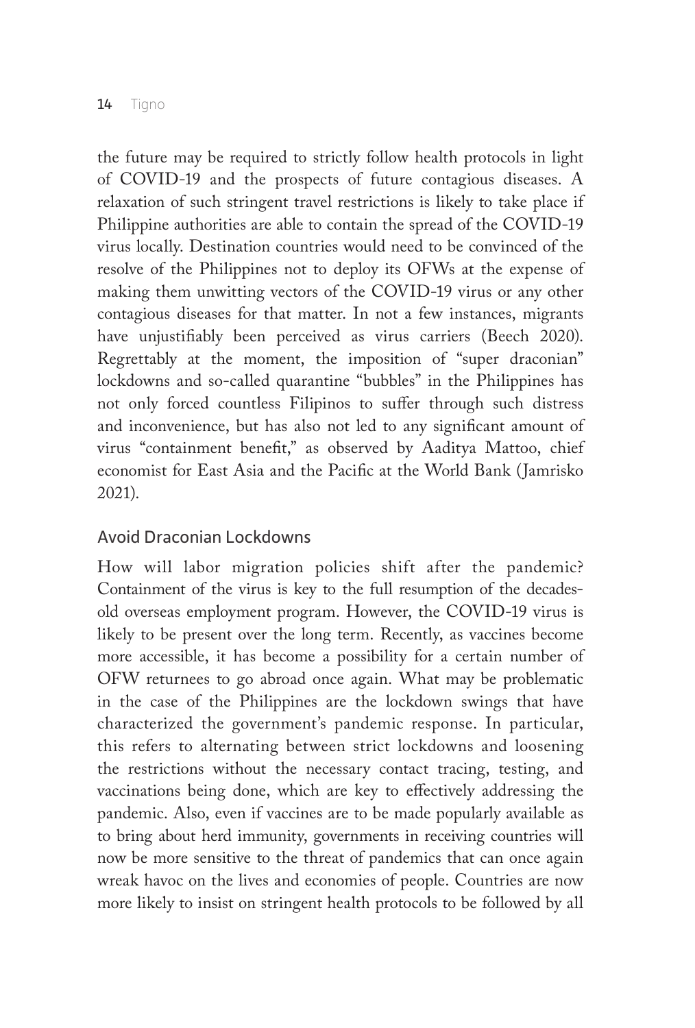the future may be required to strictly follow health protocols in light of COVID-19 and the prospects of future contagious diseases. A relaxation of such stringent travel restrictions is likely to take place if Philippine authorities are able to contain the spread of the COVID-19 virus locally. Destination countries would need to be convinced of the resolve of the Philippines not to deploy its OFWs at the expense of making them unwitting vectors of the COVID-19 virus or any other contagious diseases for that matter. In not a few instances, migrants have unjustifiably been perceived as virus carriers (Beech 2020). Regrettably at the moment, the imposition of "super draconian" lockdowns and so-called quarantine "bubbles" in the Philippines has not only forced countless Filipinos to suffer through such distress and inconvenience, but has also not led to any significant amount of virus "containment benefit," as observed by Aaditya Mattoo, chief economist for East Asia and the Pacific at the World Bank (Jamrisko 2021).

## Avoid Draconian Lockdowns

How will labor migration policies shift after the pandemic? Containment of the virus is key to the full resumption of the decades-old overseas employment program. However, the COVID-19 virus is likely to be present over the long term. Recently, as vaccines become more accessible, it has become a possibility for a certain number of OFW returnees to go abroad once again. What may be problematic in the case of the Philippines are the lockdown swings that have characterized the government's pandemic response. In particular, this refers to alternating between strict lockdowns and loosening the restrictions without the necessary contact tracing, testing, and vaccinations being done, which are key to effectively addressing the pandemic. Also, even if vaccines are to be made popularly available as to bring about herd immunity, governments in receiving countries will now be more sensitive to the threat of pandemics that can once again wreak havoc on the lives and economies of people. Countries are now more likely to insist on stringent health protocols to be followed by all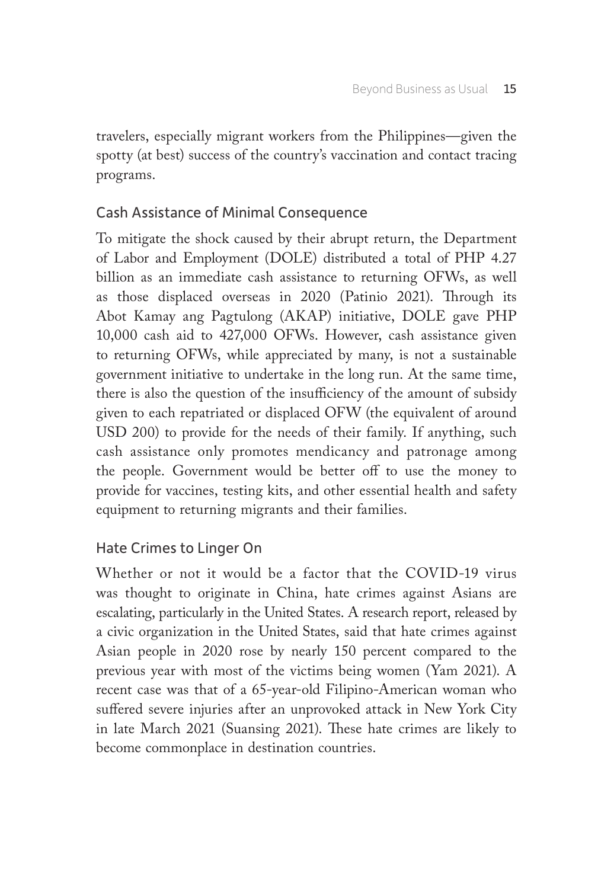travelers, especially migrant workers from the Philippines—given the spotty (at best) success of the country's vaccination and contact tracing programs.

### Cash Assistance of Minimal Consequence

To mitigate the shock caused by their abrupt return, the Department of Labor and Employment (DOLE) distributed a total of PHP 4.27 billion as an immediate cash assistance to returning OFWs, as well as those displaced overseas in 2020 (Patinio 2021). Through its Abot Kamay ang Pagtulong (AKAP) initiative, DOLE gave PHP 10,000 cash aid to 427,000 OFWs. However, cash assistance given to returning OFWs, while appreciated by many, is not a sustainable government initiative to undertake in the long run. At the same time, there is also the question of the insufficiency of the amount of subsidy given to each repatriated or displaced OFW (the equivalent of around USD 200) to provide for the needs of their family. If anything, such cash assistance only promotes mendicancy and patronage among the people. Government would be better off to use the money to provide for vaccines, testing kits, and other essential health and safety equipment to returning migrants and their families.

### Hate Crimes to Linger On

Whether or not it would be a factor that the COVID-19 virus was thought to originate in China, hate crimes against Asians are escalating, particularly in the United States. A research report, released by a civic organization in the United States, said that hate crimes against Asian people in 2020 rose by nearly 150 percent compared to the previous year with most of the victims being women (Yam 2021). A recent case was that of a 65-year-old Filipino-American woman who suffered severe injuries after an unprovoked attack in New York City in late March 2021 (Suansing 2021). These hate crimes are likely to become commonplace in destination countries.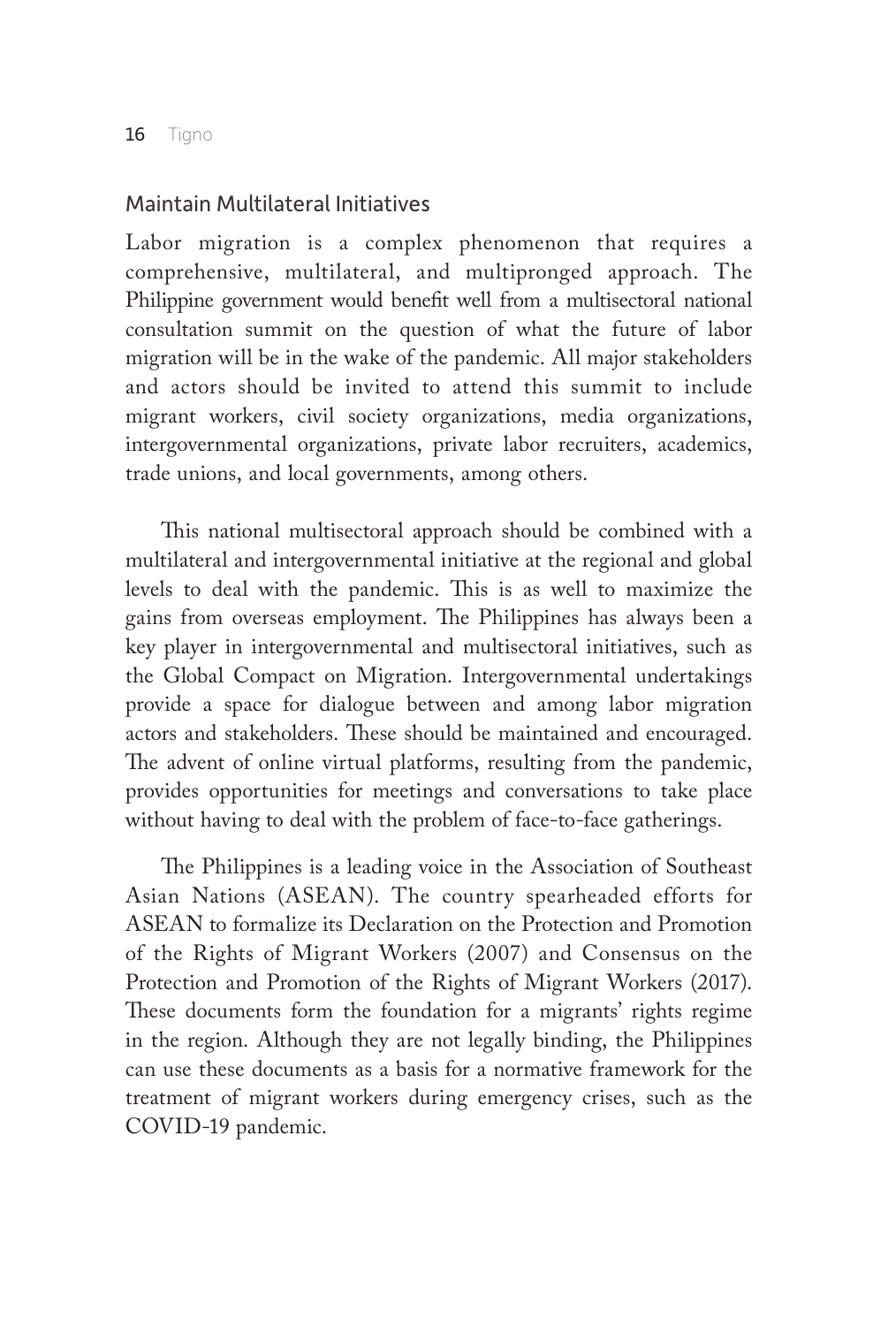## Maintain Multilateral Initiatives

Labor migration is a complex phenomenon that requires a comprehensive, multilateral, and multipronged approach. The Philippine government would benefit well from a multisectoral national consultation summit on the question of what the future of labor migration will be in the wake of the pandemic. All major stakeholders and actors should be invited to attend this summit to include migrant workers, civil society organizations, media organizations, intergovernmental organizations, private labor recruiters, academics, trade unions, and local governments, among others.

This national multisectoral approach should be combined with a multilateral and intergovernmental initiative at the regional and global levels to deal with the pandemic. This is as well to maximize the gains from overseas employment. The Philippines has always been a key player in intergovernmental and multisectoral initiatives, such as the Global Compact on Migration. Intergovernmental undertakings provide a space for dialogue between and among labor migration actors and stakeholders. These should be maintained and encouraged. The advent of online virtual platforms, resulting from the pandemic, provides opportunities for meetings and conversations to take place without having to deal with the problem of face-to-face gatherings.

The Philippines is a leading voice in the Association of Southeast Asian Nations (ASEAN). The country spearheaded efforts for ASEAN to formalize its Declaration on the Protection and Promotion of the Rights of Migrant Workers (2007) and Consensus on the Protection and Promotion of the Rights of Migrant Workers (2017). These documents form the foundation for a migrants' rights regime in the region. Although they are not legally binding, the Philippines can use these documents as a basis for a normative framework for the treatment of migrant workers during emergency crises, such as the COVID-19 pandemic.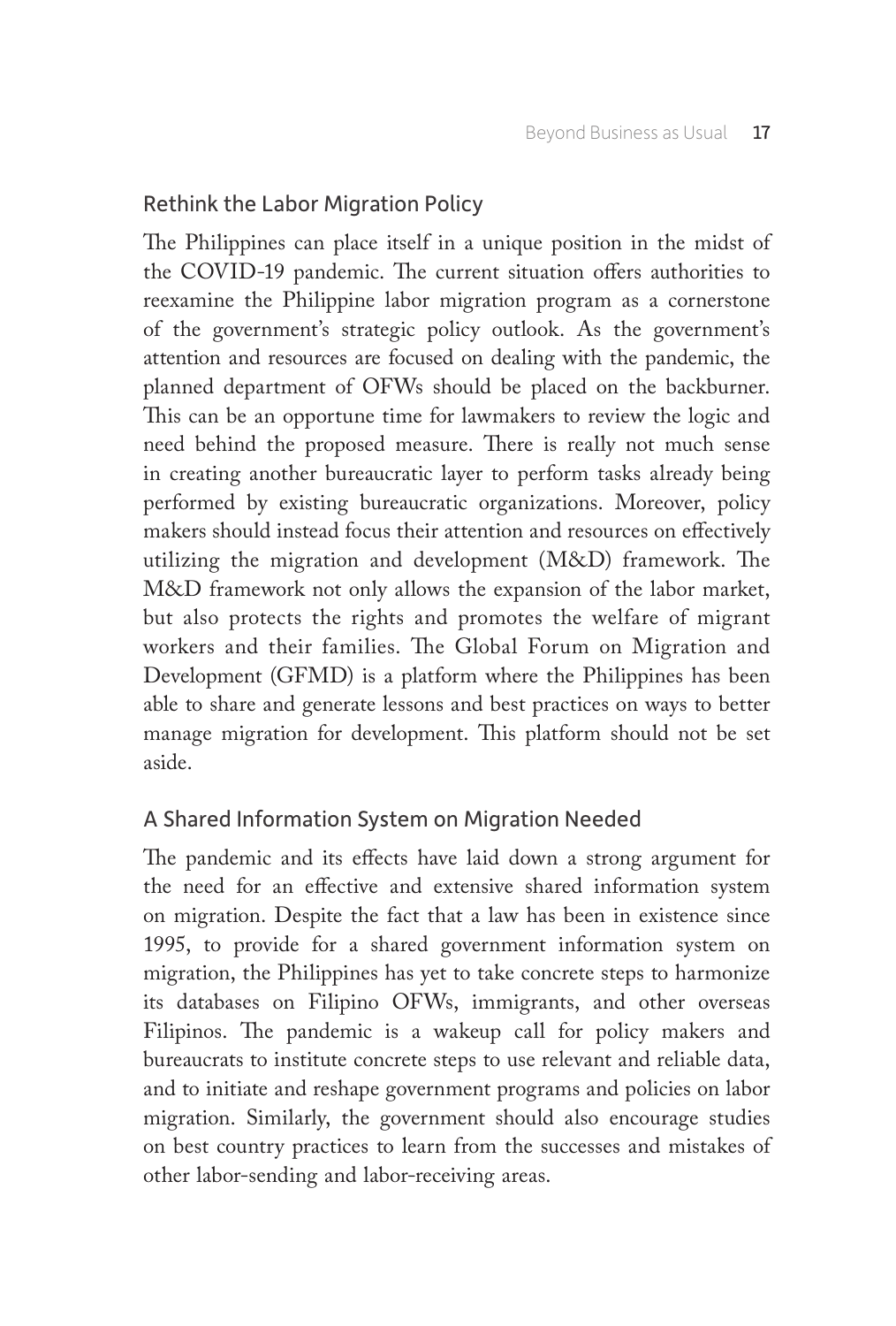## Rethink the Labor Migration Policy

The Philippines can place itself in a unique position in the midst of the COVID-19 pandemic. The current situation offers authorities to reexamine the Philippine labor migration program as a cornerstone of the government's strategic policy outlook. As the government's attention and resources are focused on dealing with the pandemic, the planned department of OFWs should be placed on the backburner. This can be an opportune time for lawmakers to review the logic and need behind the proposed measure. There is really not much sense in creating another bureaucratic layer to perform tasks already being performed by existing bureaucratic organizations. Moreover, policy makers should instead focus their attention and resources on effectively utilizing the migration and development (M&D) framework. The M&D framework not only allows the expansion of the labor market, but also protects the rights and promotes the welfare of migrant workers and their families. The Global Forum on Migration and Development (GFMD) is a platform where the Philippines has been able to share and generate lessons and best practices on ways to better manage migration for development. This platform should not be set aside.

## A Shared Information System on Migration Needed

The pandemic and its effects have laid down a strong argument for the need for an effective and extensive shared information system on migration. Despite the fact that a law has been in existence since 1995, to provide for a shared government information system on migration, the Philippines has yet to take concrete steps to harmonize its databases on Filipino OFWs, immigrants, and other overseas Filipinos. The pandemic is a wakeup call for policy makers and bureaucrats to institute concrete steps to use relevant and reliable data, and to initiate and reshape government programs and policies on labor migration. Similarly, the government should also encourage studies on best country practices to learn from the successes and mistakes of other labor-sending and labor-receiving areas.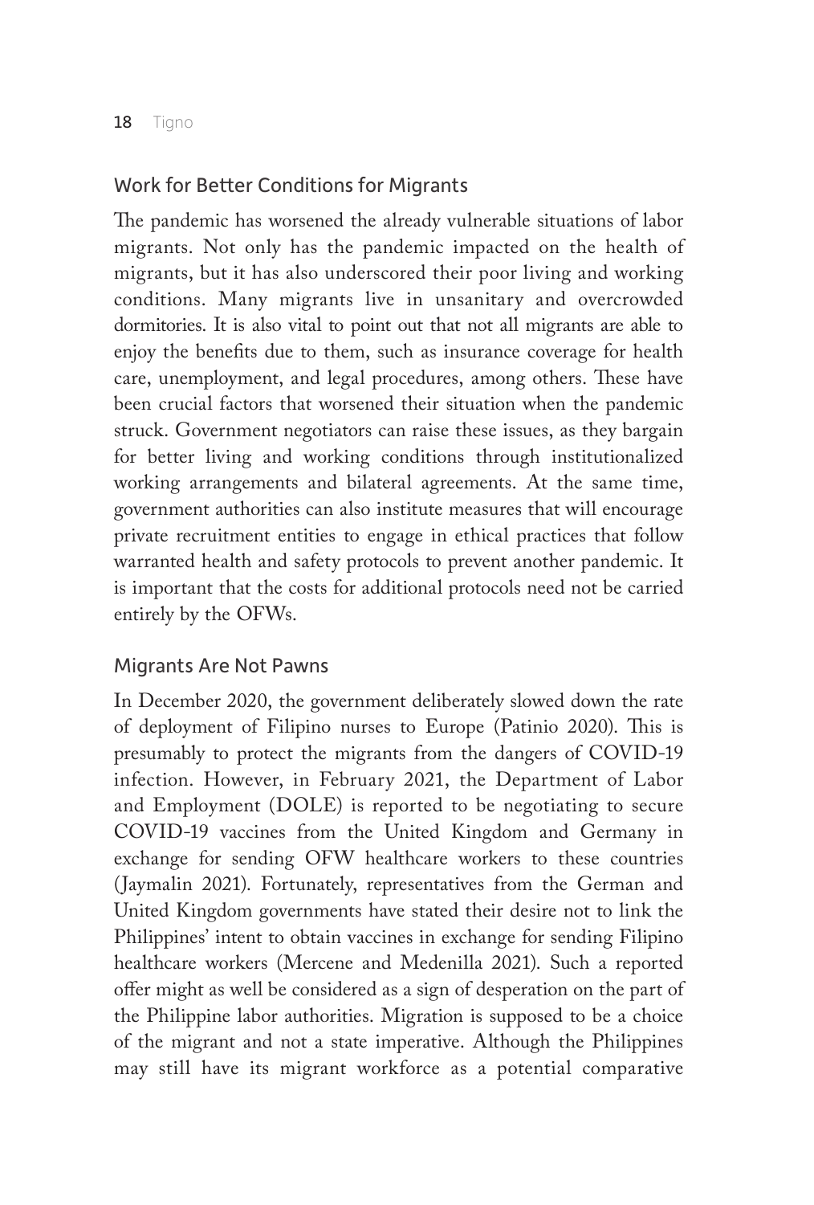## Work for Better Conditions for Migrants

The pandemic has worsened the already vulnerable situations of labor migrants. Not only has the pandemic impacted on the health of migrants, but it has also underscored their poor living and working conditions. Many migrants live in unsanitary and overcrowded dormitories. It is also vital to point out that not all migrants are able to enjoy the benefits due to them, such as insurance coverage for health care, unemployment, and legal procedures, among others. These have been crucial factors that worsened their situation when the pandemic struck. Government negotiators can raise these issues, as they bargain for better living and working conditions through institutionalized working arrangements and bilateral agreements. At the same time, government authorities can also institute measures that will encourage private recruitment entities to engage in ethical practices that follow warranted health and safety protocols to prevent another pandemic. It is important that the costs for additional protocols need not be carried entirely by the OFWs.

## Migrants Are Not Pawns

In December 2020, the government deliberately slowed down the rate of deployment of Filipino nurses to Europe (Patinio 2020). This is presumably to protect the migrants from the dangers of COVID-19 infection. However, in February 2021, the Department of Labor and Employment (DOLE) is reported to be negotiating to secure COVID-19 vaccines from the United Kingdom and Germany in exchange for sending OFW healthcare workers to these countries (Jaymalin 2021). Fortunately, representatives from the German and United Kingdom governments have stated their desire not to link the Philippines' intent to obtain vaccines in exchange for sending Filipino healthcare workers (Mercene and Medenilla 2021). Such a reported offer might as well be considered as a sign of desperation on the part of the Philippine labor authorities. Migration is supposed to be a choice of the migrant and not a state imperative. Although the Philippines may still have its migrant workforce as a potential comparative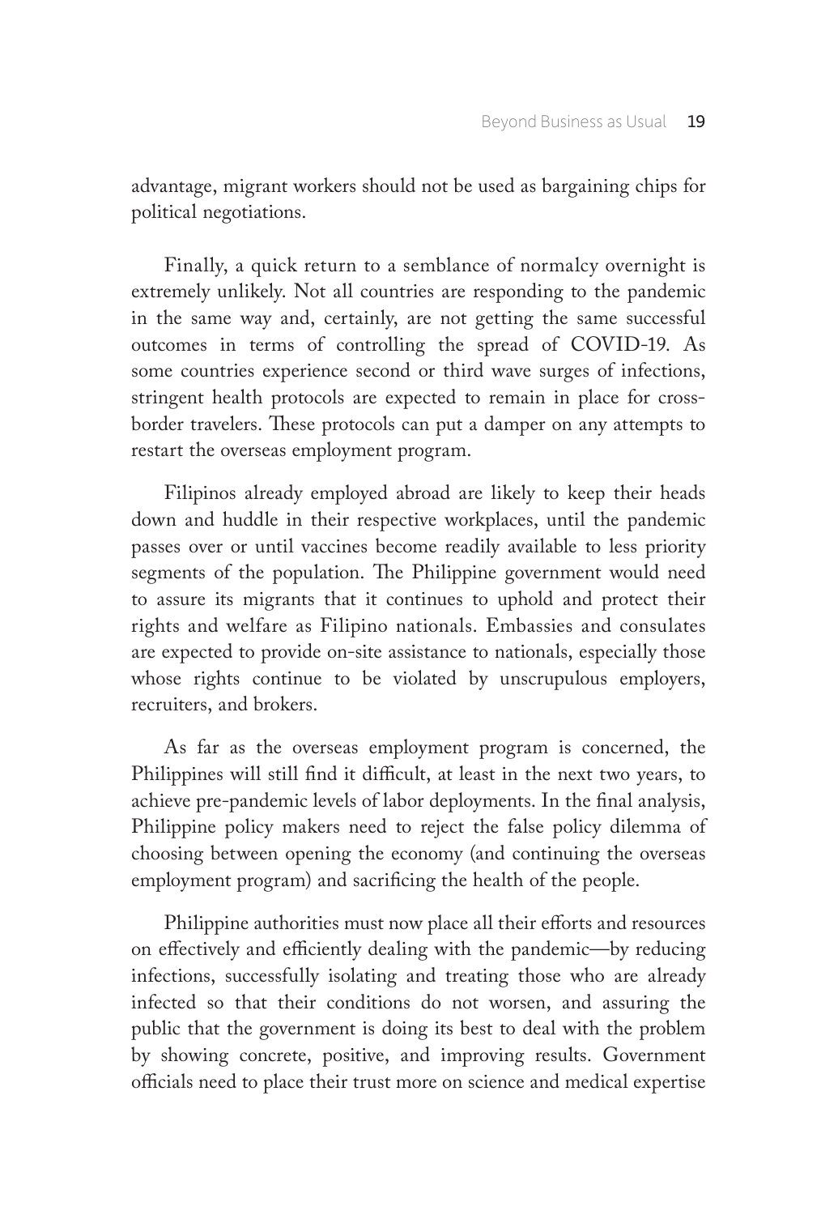advantage, migrant workers should not be used as bargaining chips for political negotiations.

Finally, a quick return to a semblance of normalcy overnight is extremely unlikely. Not all countries are responding to the pandemic in the same way and, certainly, are not getting the same successful outcomes in terms of controlling the spread of COVID-19. As some countries experience second or third wave surges of infections, stringent health protocols are expected to remain in place for cross-border travelers. These protocols can put a damper on any attempts to restart the overseas employment program.

Filipinos already employed abroad are likely to keep their heads down and huddle in their respective workplaces, until the pandemic passes over or until vaccines become readily available to less priority segments of the population. The Philippine government would need to assure its migrants that it continues to uphold and protect their rights and welfare as Filipino nationals. Embassies and consulates are expected to provide on-site assistance to nationals, especially those whose rights continue to be violated by unscrupulous employers, recruiters, and brokers.

As far as the overseas employment program is concerned, the Philippines will still find it difficult, at least in the next two years, to achieve pre-pandemic levels of labor deployments. In the final analysis, Philippine policy makers need to reject the false policy dilemma of choosing between opening the economy (and continuing the overseas employment program) and sacrificing the health of the people.

Philippine authorities must now place all their efforts and resources on effectively and efficiently dealing with the pandemic—by reducing infections, successfully isolating and treating those who are already infected so that their conditions do not worsen, and assuring the public that the government is doing its best to deal with the problem by showing concrete, positive, and improving results. Government officials need to place their trust more on science and medical expertise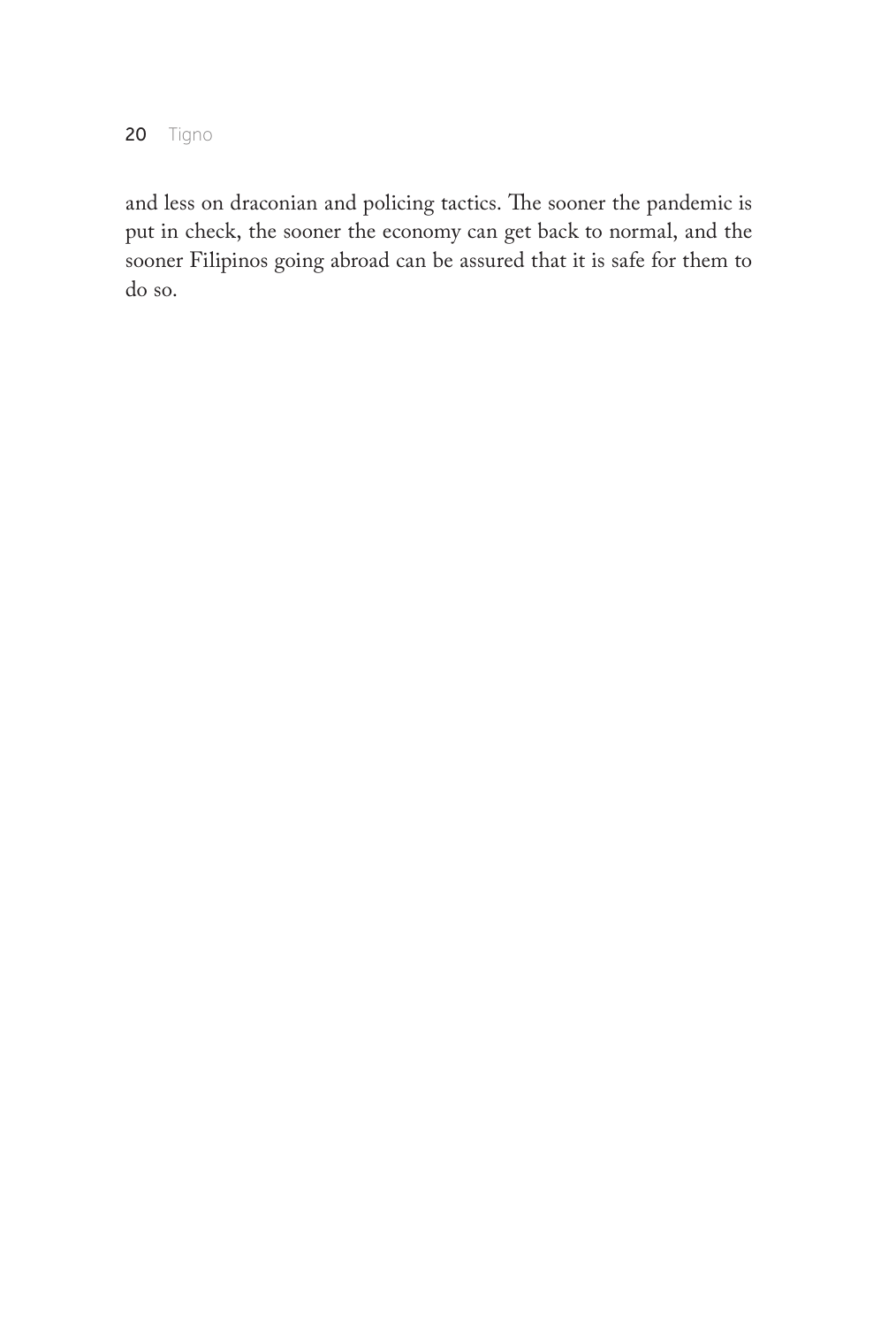and less on draconian and policing tactics. The sooner the pandemic is put in check, the sooner the economy can get back to normal, and the sooner Filipinos going abroad can be assured that it is safe for them to do so.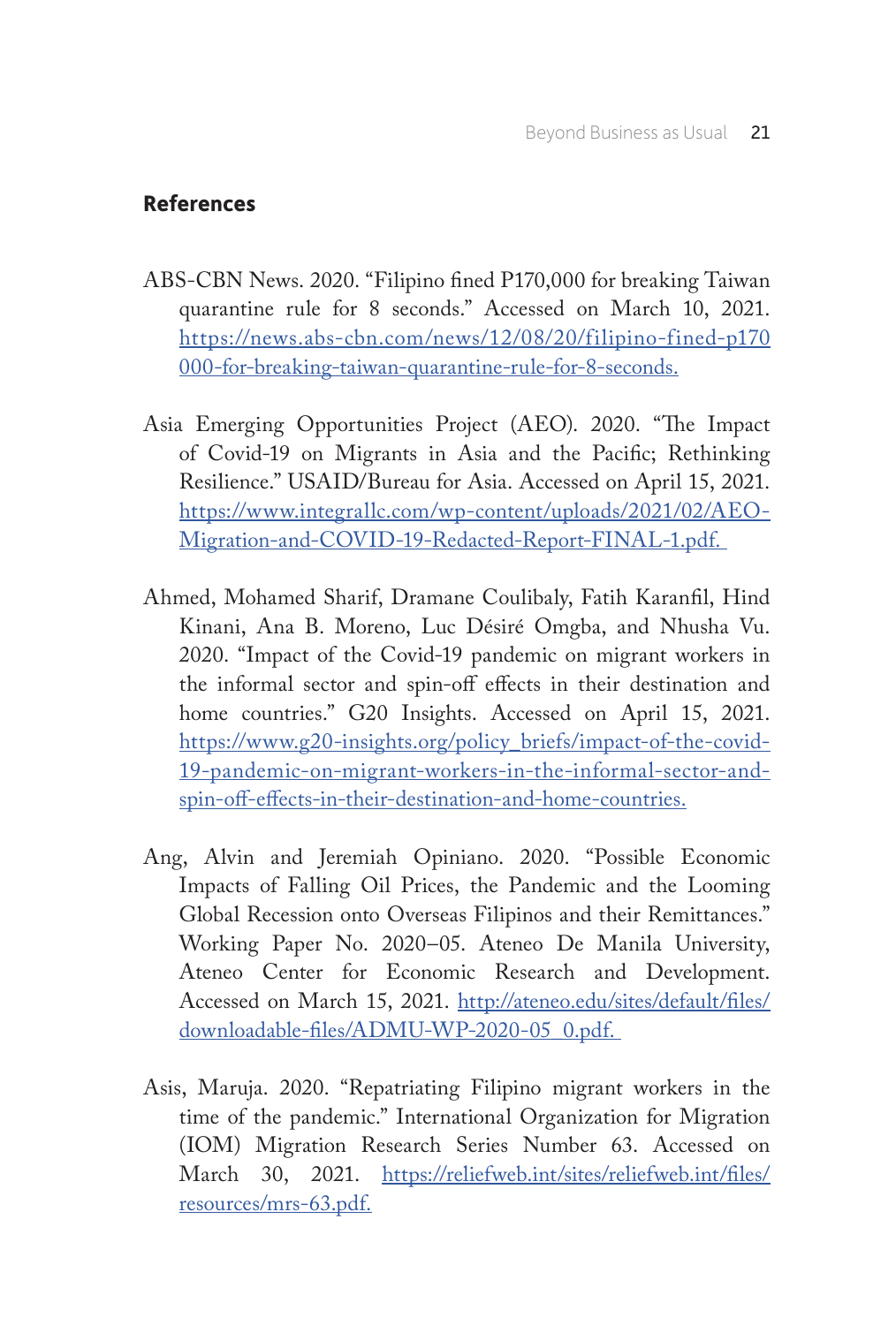## References

ABS-CBN News. 2020. "Filipino fined P170,000 for breaking Taiwan quarantine rule for 8 seconds." Accessed on March 10, 2021. https://news.abs-cbn.com/news/12/08/20/filipino-fined-p170000-for-breaking-taiwan-quarantine-rule-for-8-seconds.

Asia Emerging Opportunities Project (AEO). 2020. "The Impact of Covid-19 on Migrants in Asia and the Pacific; Rethinking Resilience." USAID/Bureau for Asia. Accessed on April 15, 2021. https://www.integrallc.com/wp-content/uploads/2021/02/AEO-Migration-and-COVID-19-Redacted-Report-FINAL-1.pdf.

Ahmed, Mohamed Sharif, Dramane Coulibaly, Fatih Karanfil, Hind Kinani, Ana B. Moreno, Luc Désiré Omgba, and Nhusha Vu. 2020. "Impact of the Covid-19 pandemic on migrant workers in the informal sector and spin-off effects in their destination and home countries." G20 Insights. Accessed on April 15, 2021. https://www.g20-insights.org/policy_briefs/impact-of-the-covid-19-pandemic-on-migrant-workers-in-the-informal-sector-and-spin-off-effects-in-their-destination-and-home-countries.

Ang, Alvin and Jeremiah Opiniano. 2020. "Possible Economic Impacts of Falling Oil Prices, the Pandemic and the Looming Global Recession onto Overseas Filipinos and their Remittances." Working Paper No. 2020–05. Ateneo De Manila University, Ateneo Center for Economic Research and Development. Accessed on March 15, 2021. http://ateneo.edu/sites/default/files/downloadable-files/ADMU-WP-2020-05_0.pdf.

Asis, Maruja. 2020. "Repatriating Filipino migrant workers in the time of the pandemic." International Organization for Migration (IOM) Migration Research Series Number 63. Accessed on March 30, 2021. https://reliefweb.int/sites/reliefweb.int/files/resources/mrs-63.pdf.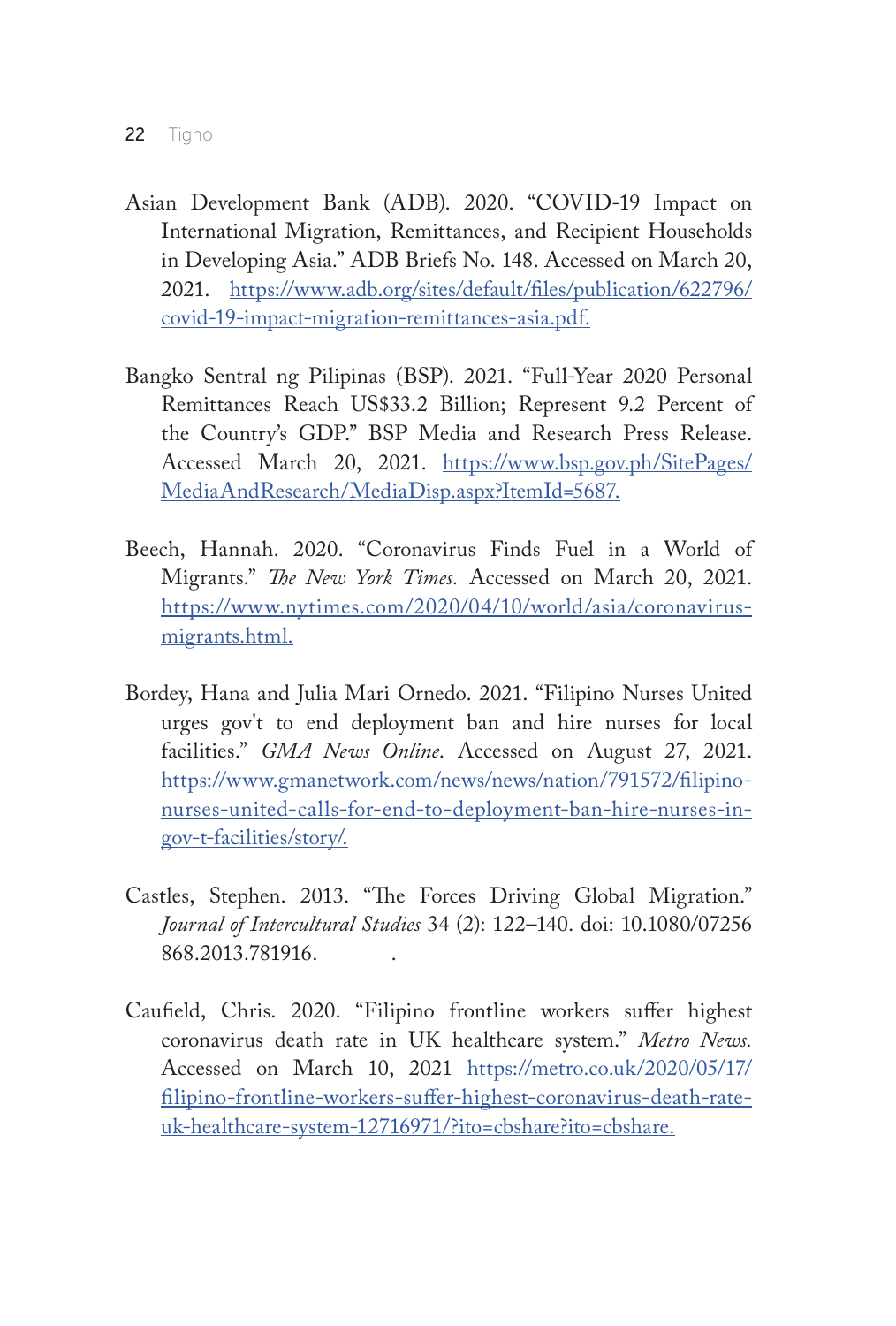Asian Development Bank (ADB). 2020. "COVID-19 Impact on International Migration, Remittances, and Recipient Households in Developing Asia." ADB Briefs No. 148. Accessed on March 20, 2021. https://www.adb.org/sites/default/files/publication/622796/covid-19-impact-migration-remittances-asia.pdf.

Bangko Sentral ng Pilipinas (BSP). 2021. "Full-Year 2020 Personal Remittances Reach US$33.2 Billion; Represent 9.2 Percent of the Country's GDP." BSP Media and Research Press Release. Accessed March 20, 2021. https://www.bsp.gov.ph/SitePages/MediaAndResearch/MediaDisp.aspx?ItemId=5687.

Beech, Hannah. 2020. "Coronavirus Finds Fuel in a World of Migrants." *The New York Times.* Accessed on March 20, 2021. https://www.nytimes.com/2020/04/10/world/asia/coronavirus-migrants.html.

Bordey, Hana and Julia Mari Ornedo. 2021. "Filipino Nurses United urges gov't to end deployment ban and hire nurses for local facilities." *GMA News Online.* Accessed on August 27, 2021. https://www.gmanetwork.com/news/news/nation/791572/filipino-nurses-united-calls-for-end-to-deployment-ban-hire-nurses-in-gov-t-facilities/story/.

Castles, Stephen. 2013. "The Forces Driving Global Migration." *Journal of Intercultural Studies* 34 (2): 122–140. doi: 10.1080/07256868.2013.781916.

Caufield, Chris. 2020. "Filipino frontline workers suffer highest coronavirus death rate in UK healthcare system." *Metro News.* Accessed on March 10, 2021 https://metro.co.uk/2020/05/17/filipino-frontline-workers-suffer-highest-coronavirus-death-rate-uk-healthcare-system-12716971/?ito=cbshare?ito=cbshare.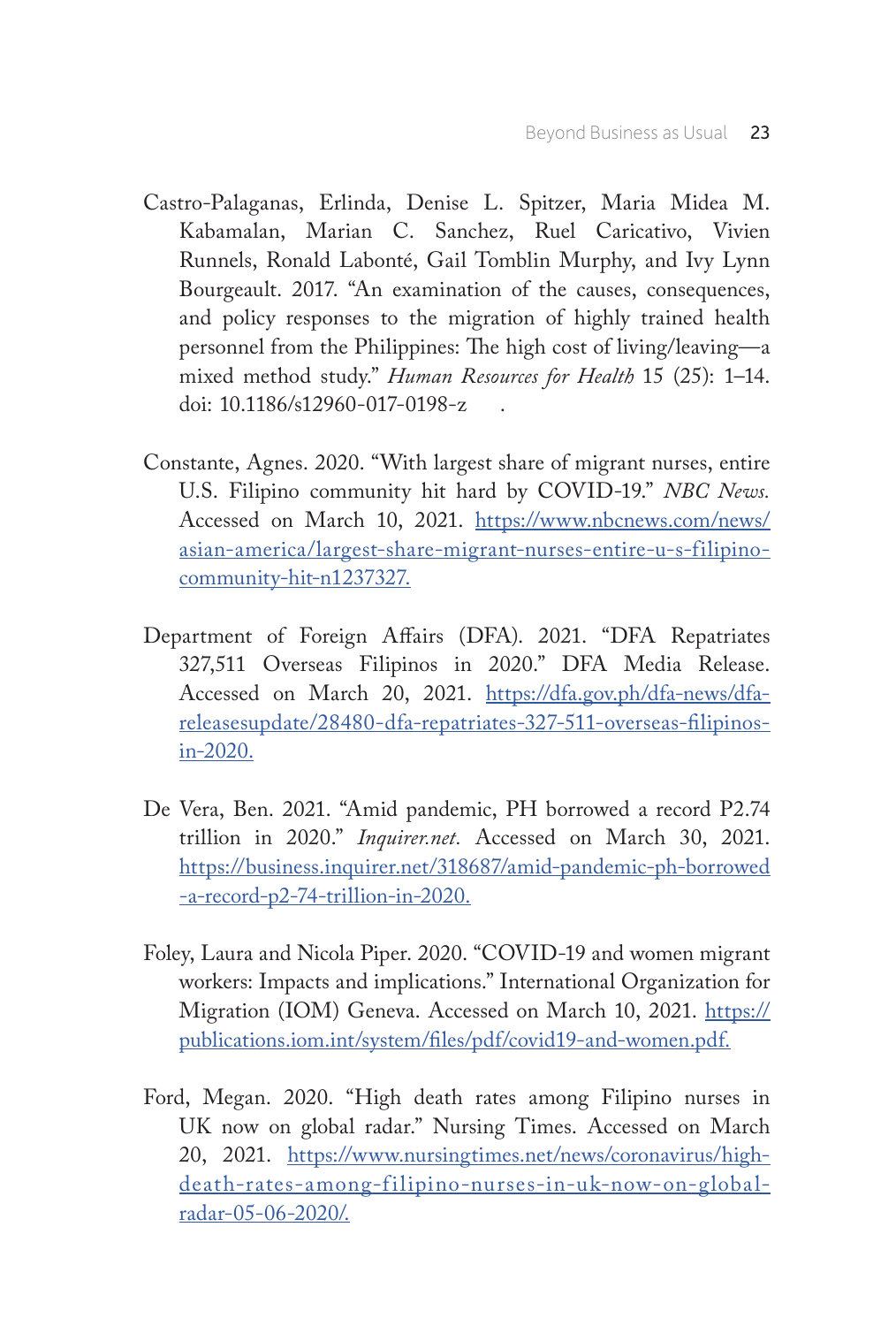Castro-Palaganas, Erlinda, Denise L. Spitzer, Maria Midea M. Kabamalan, Marian C. Sanchez, Ruel Caricativo, Vivien Runnels, Ronald Labonté, Gail Tomblin Murphy, and Ivy Lynn Bourgeault. 2017. "An examination of the causes, consequences, and policy responses to the migration of highly trained health personnel from the Philippines: The high cost of living/leaving—a mixed method study." *Human Resources for Health* 15 (25): 1–14. doi: 10.1186/s12960-017-0198-z .

Constante, Agnes. 2020. "With largest share of migrant nurses, entire U.S. Filipino community hit hard by COVID-19." *NBC News.* Accessed on March 10, 2021. https://www.nbcnews.com/news/asian-america/largest-share-migrant-nurses-entire-u-s-filipino-community-hit-n1237327.

Department of Foreign Affairs (DFA). 2021. "DFA Repatriates 327,511 Overseas Filipinos in 2020." DFA Media Release. Accessed on March 20, 2021. https://dfa.gov.ph/dfa-news/dfa-releasesupdate/28480-dfa-repatriates-327-511-overseas-filipinos-in-2020.

De Vera, Ben. 2021. "Amid pandemic, PH borrowed a record P2.74 trillion in 2020." *Inquirer.net.* Accessed on March 30, 2021. https://business.inquirer.net/318687/amid-pandemic-ph-borrowed-a-record-p2-74-trillion-in-2020.

Foley, Laura and Nicola Piper. 2020. "COVID-19 and women migrant workers: Impacts and implications." International Organization for Migration (IOM) Geneva. Accessed on March 10, 2021. https://publications.iom.int/system/files/pdf/covid19-and-women.pdf.

Ford, Megan. 2020. "High death rates among Filipino nurses in UK now on global radar." Nursing Times. Accessed on March 20, 2021. https://www.nursingtimes.net/news/coronavirus/high-death-rates-among-filipino-nurses-in-uk-now-on-global-radar-05-06-2020/.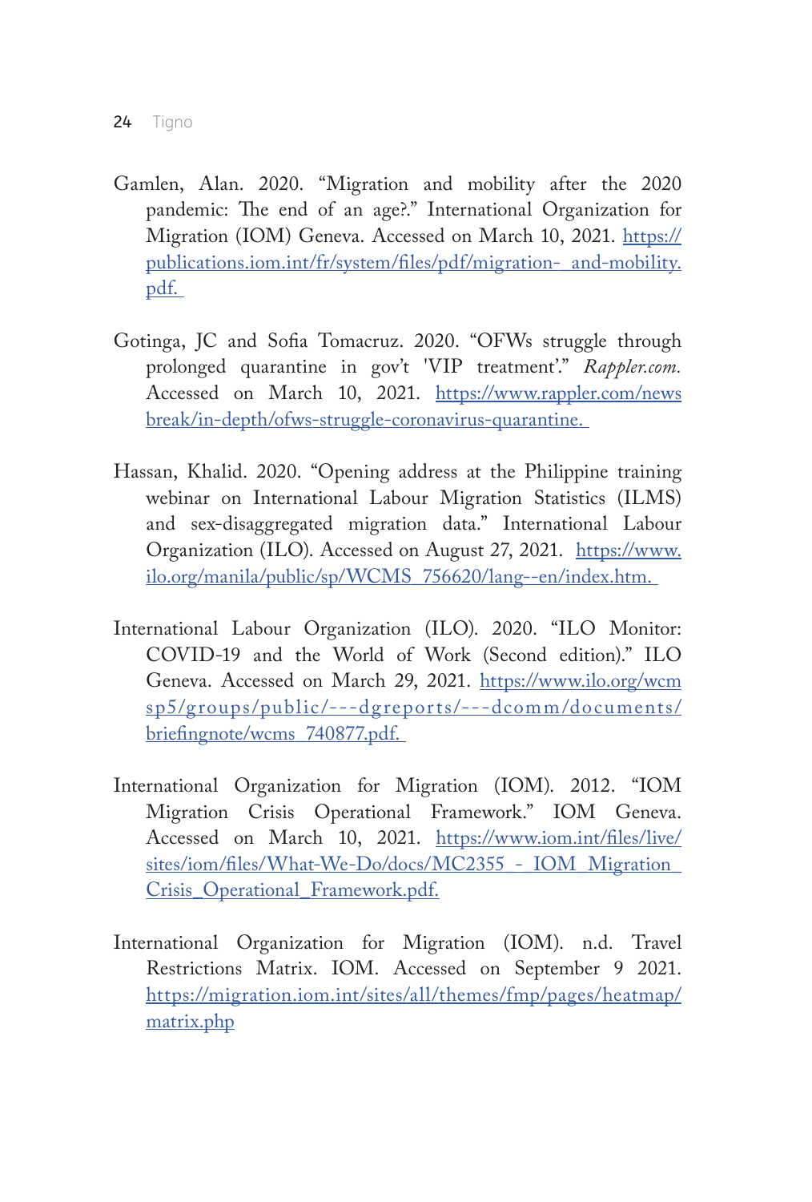Gamlen, Alan. 2020. "Migration and mobility after the 2020 pandemic: The end of an age?." International Organization for Migration (IOM) Geneva. Accessed on March 10, 2021. https://publications.iom.int/fr/system/files/pdf/migration-_and-mobility.pdf.

Gotinga, JC and Sofia Tomacruz. 2020. "OFWs struggle through prolonged quarantine in gov't 'VIP treatment'." *Rappler.com*. Accessed on March 10, 2021. https://www.rappler.com/newsbreak/in-depth/ofws-struggle-coronavirus-quarantine.

Hassan, Khalid. 2020. "Opening address at the Philippine training webinar on International Labour Migration Statistics (ILMS) and sex-disaggregated migration data." International Labour Organization (ILO). Accessed on August 27, 2021. https://www.ilo.org/manila/public/sp/WCMS_756620/lang--en/index.htm.

International Labour Organization (ILO). 2020. "ILO Monitor: COVID-19 and the World of Work (Second edition)." ILO Geneva. Accessed on March 29, 2021. https://www.ilo.org/wcmsp5/groups/public/---dgreports/---dcomm/documents/briefingnote/wcms_740877.pdf.

International Organization for Migration (IOM). 2012. "IOM Migration Crisis Operational Framework." IOM Geneva. Accessed on March 10, 2021. https://www.iom.int/files/live/sites/iom/files/What-We-Do/docs/MC2355_-_IOM_Migration_Crisis_Operational_Framework.pdf.

International Organization for Migration (IOM). n.d. Travel Restrictions Matrix. IOM. Accessed on September 9 2021. https://migration.iom.int/sites/all/themes/fmp/pages/heatmap/matrix.php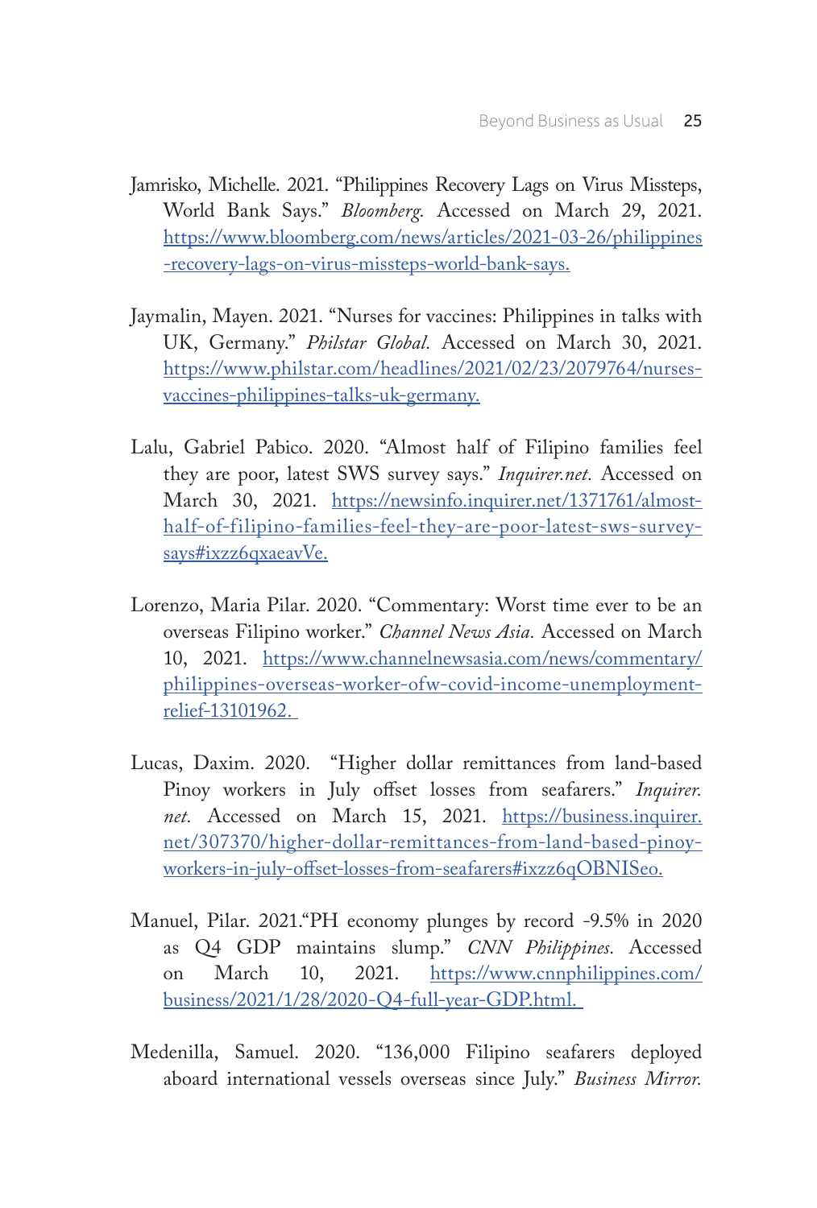Jamrisko, Michelle. 2021. "Philippines Recovery Lags on Virus Missteps, World Bank Says." *Bloomberg.* Accessed on March 29, 2021. https://www.bloomberg.com/news/articles/2021-03-26/philippines-recovery-lags-on-virus-missteps-world-bank-says.

Jaymalin, Mayen. 2021. "Nurses for vaccines: Philippines in talks with UK, Germany." *Philstar Global.* Accessed on March 30, 2021. https://www.philstar.com/headlines/2021/02/23/2079764/nurses-vaccines-philippines-talks-uk-germany.

Lalu, Gabriel Pabico. 2020. "Almost half of Filipino families feel they are poor, latest SWS survey says." *Inquirer.net.* Accessed on March 30, 2021. https://newsinfo.inquirer.net/1371761/almost-half-of-filipino-families-feel-they-are-poor-latest-sws-survey-says#ixzz6qxaeavVe.

Lorenzo, Maria Pilar. 2020. "Commentary: Worst time ever to be an overseas Filipino worker." *Channel News Asia.* Accessed on March 10, 2021. https://www.channelnewsasia.com/news/commentary/philippines-overseas-worker-ofw-covid-income-unemployment-relief-13101962.

Lucas, Daxim. 2020. "Higher dollar remittances from land-based Pinoy workers in July offset losses from seafarers." *Inquirer.net.* Accessed on March 15, 2021. https://business.inquirer.net/307370/higher-dollar-remittances-from-land-based-pinoy-workers-in-july-offset-losses-from-seafarers#ixzz6qOBNISeo.

Manuel, Pilar. 2021."PH economy plunges by record -9.5% in 2020 as Q4 GDP maintains slump." *CNN Philippines.* Accessed on March 10, 2021. https://www.cnnphilippines.com/business/2021/1/28/2020-Q4-full-year-GDP.html.

Medenilla, Samuel. 2020. "136,000 Filipino seafarers deployed aboard international vessels overseas since July." *Business Mirror.*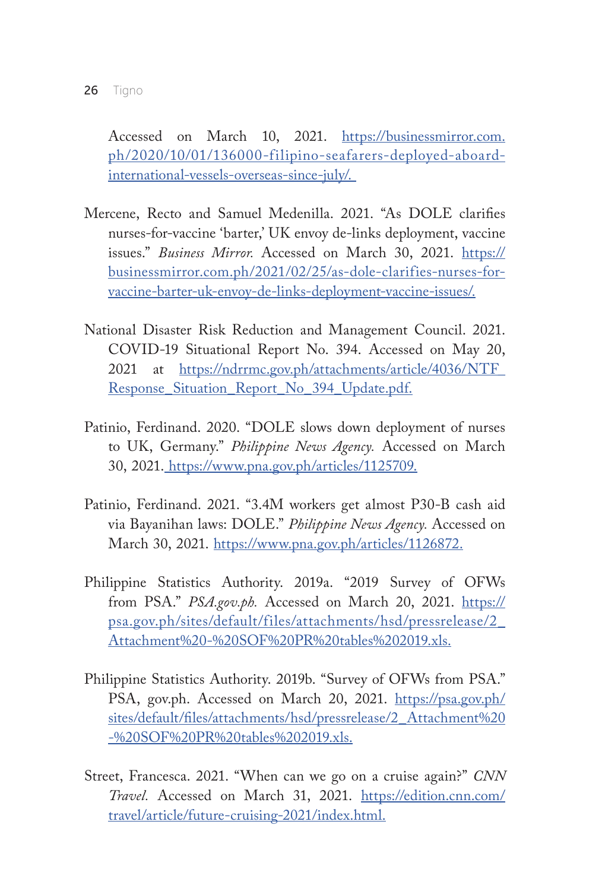Accessed on March 10, 2021. https://businessmirror.com.ph/2020/10/01/136000-filipino-seafarers-deployed-aboard-international-vessels-overseas-since-july/.

Mercene, Recto and Samuel Medenilla. 2021. "As DOLE clarifies nurses-for-vaccine 'barter,' UK envoy de-links deployment, vaccine issues." *Business Mirror.* Accessed on March 30, 2021. https://businessmirror.com.ph/2021/02/25/as-dole-clarifies-nurses-for-vaccine-barter-uk-envoy-de-links-deployment-vaccine-issues/.

National Disaster Risk Reduction and Management Council. 2021. COVID-19 Situational Report No. 394. Accessed on May 20, 2021 at https://ndrrmc.gov.ph/attachments/article/4036/NTF_Response_Situation_Report_No_394_Update.pdf.

Patinio, Ferdinand. 2020. "DOLE slows down deployment of nurses to UK, Germany." *Philippine News Agency.* Accessed on March 30, 2021. https://www.pna.gov.ph/articles/1125709.

Patinio, Ferdinand. 2021. "3.4M workers get almost P30-B cash aid via Bayanihan laws: DOLE." *Philippine News Agency.* Accessed on March 30, 2021. https://www.pna.gov.ph/articles/1126872.

Philippine Statistics Authority. 2019a. "2019 Survey of OFWs from PSA." *PSA.gov.ph.* Accessed on March 20, 2021. https://psa.gov.ph/sites/default/files/attachments/hsd/pressrelease/2_Attachment%20-%20SOF%20PR%20tables%202019.xls.

Philippine Statistics Authority. 2019b. "Survey of OFWs from PSA." PSA, gov.ph. Accessed on March 20, 2021. https://psa.gov.ph/sites/default/files/attachments/hsd/pressrelease/2_Attachment%20-%20SOF%20PR%20tables%202019.xls.

Street, Francesca. 2021. "When can we go on a cruise again?" *CNN Travel.* Accessed on March 31, 2021. https://edition.cnn.com/travel/article/future-cruising-2021/index.html.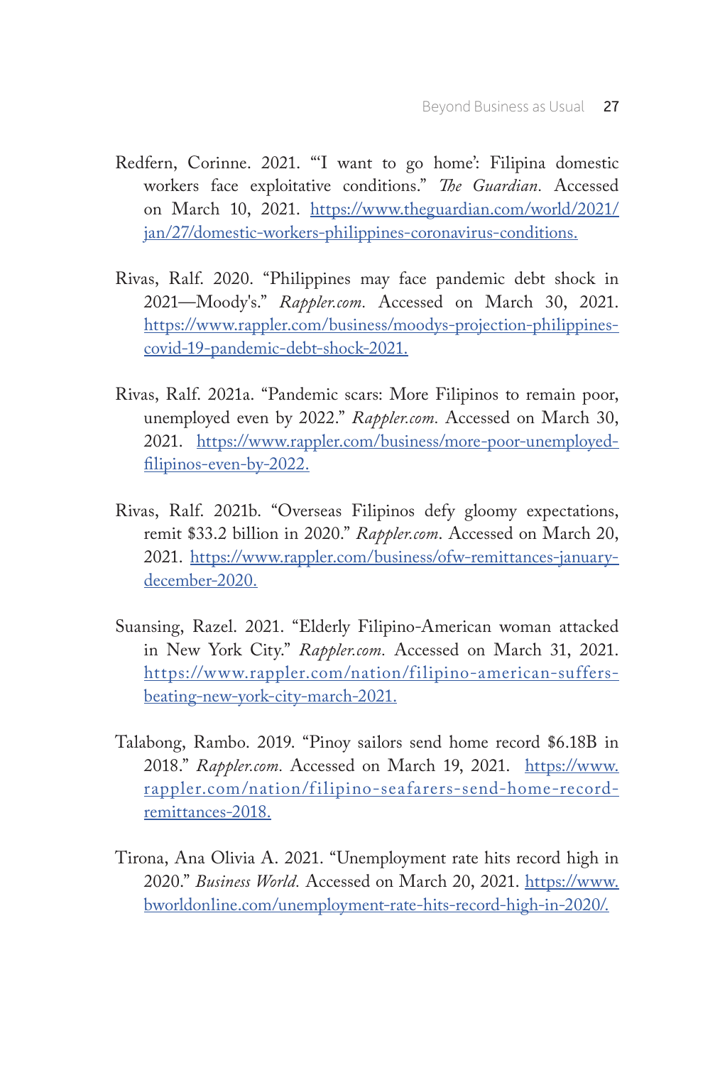Redfern, Corinne. 2021. "'I want to go home': Filipina domestic workers face exploitative conditions." *The Guardian*. Accessed on March 10, 2021. https://www.theguardian.com/world/2021/jan/27/domestic-workers-philippines-coronavirus-conditions.

Rivas, Ralf. 2020. "Philippines may face pandemic debt shock in 2021—Moody's." *Rappler.com*. Accessed on March 30, 2021. https://www.rappler.com/business/moodys-projection-philippines-covid-19-pandemic-debt-shock-2021.

Rivas, Ralf. 2021a. "Pandemic scars: More Filipinos to remain poor, unemployed even by 2022." *Rappler.com*. Accessed on March 30, 2021. https://www.rappler.com/business/more-poor-unemployed-filipinos-even-by-2022.

Rivas, Ralf. 2021b. "Overseas Filipinos defy gloomy expectations, remit $33.2 billion in 2020." *Rappler.com*. Accessed on March 20, 2021. https://www.rappler.com/business/ofw-remittances-january-december-2020.

Suansing, Razel. 2021. "Elderly Filipino-American woman attacked in New York City." *Rappler.com*. Accessed on March 31, 2021. https://www.rappler.com/nation/filipino-american-suffers-beating-new-york-city-march-2021.

Talabong, Rambo. 2019. "Pinoy sailors send home record $6.18B in 2018." *Rappler.com*. Accessed on March 19, 2021. https://www.rappler.com/nation/filipino-seafarers-send-home-record-remittances-2018.

Tirona, Ana Olivia A. 2021. "Unemployment rate hits record high in 2020." *Business World*. Accessed on March 20, 2021. https://www.bworldonline.com/unemployment-rate-hits-record-high-in-2020/.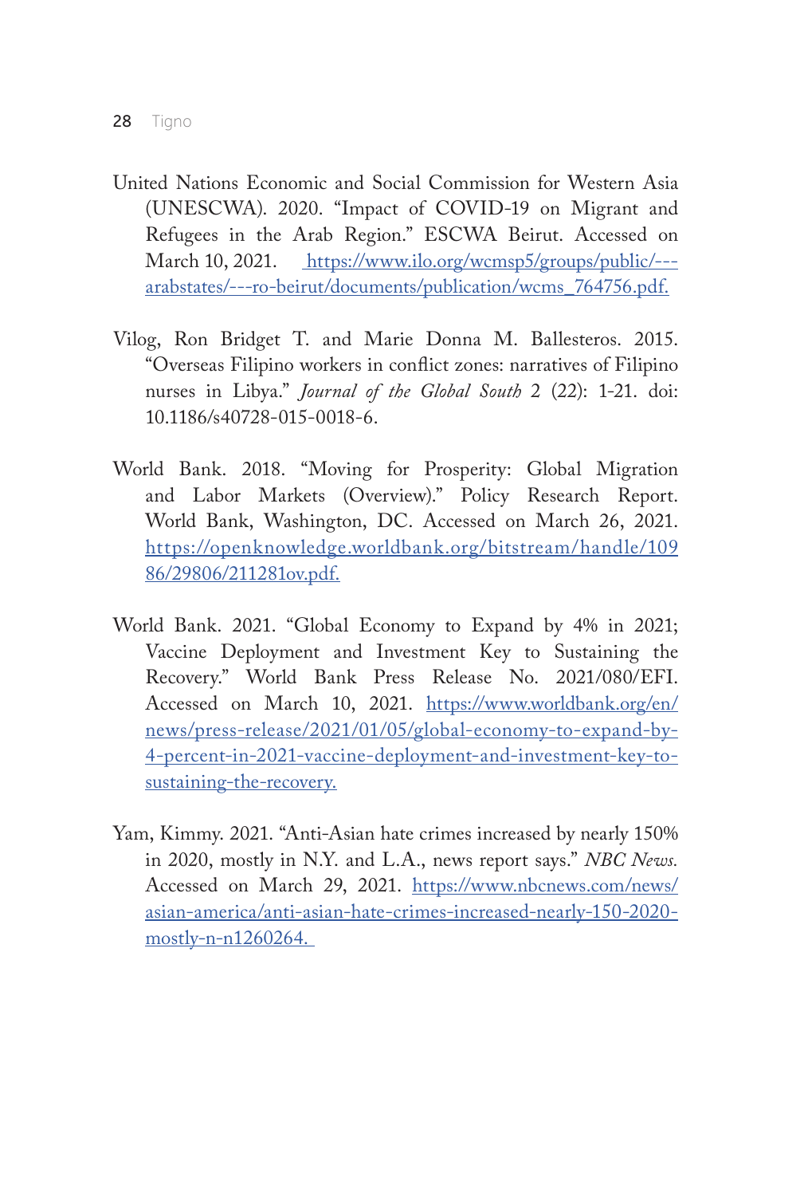United Nations Economic and Social Commission for Western Asia (UNESCWA). 2020. "Impact of COVID-19 on Migrant and Refugees in the Arab Region." ESCWA Beirut. Accessed on March 10, 2021. https://www.ilo.org/wcmsp5/groups/public/---arabstates/---ro-beirut/documents/publication/wcms_764756.pdf.

Vilog, Ron Bridget T. and Marie Donna M. Ballesteros. 2015. "Overseas Filipino workers in conflict zones: narratives of Filipino nurses in Libya." *Journal of the Global South* 2 (22): 1-21. doi: 10.1186/s40728-015-0018-6.

World Bank. 2018. "Moving for Prosperity: Global Migration and Labor Markets (Overview)." Policy Research Report. World Bank, Washington, DC. Accessed on March 26, 2021. https://openknowledge.worldbank.org/bitstream/handle/10986/29806/211281ov.pdf.

World Bank. 2021. "Global Economy to Expand by 4% in 2021; Vaccine Deployment and Investment Key to Sustaining the Recovery." World Bank Press Release No. 2021/080/EFI. Accessed on March 10, 2021. https://www.worldbank.org/en/news/press-release/2021/01/05/global-economy-to-expand-by-4-percent-in-2021-vaccine-deployment-and-investment-key-to-sustaining-the-recovery.

Yam, Kimmy. 2021. "Anti-Asian hate crimes increased by nearly 150% in 2020, mostly in N.Y. and L.A., news report says." *NBC News.* Accessed on March 29, 2021. https://www.nbcnews.com/news/asian-america/anti-asian-hate-crimes-increased-nearly-150-2020-mostly-n-n1260264.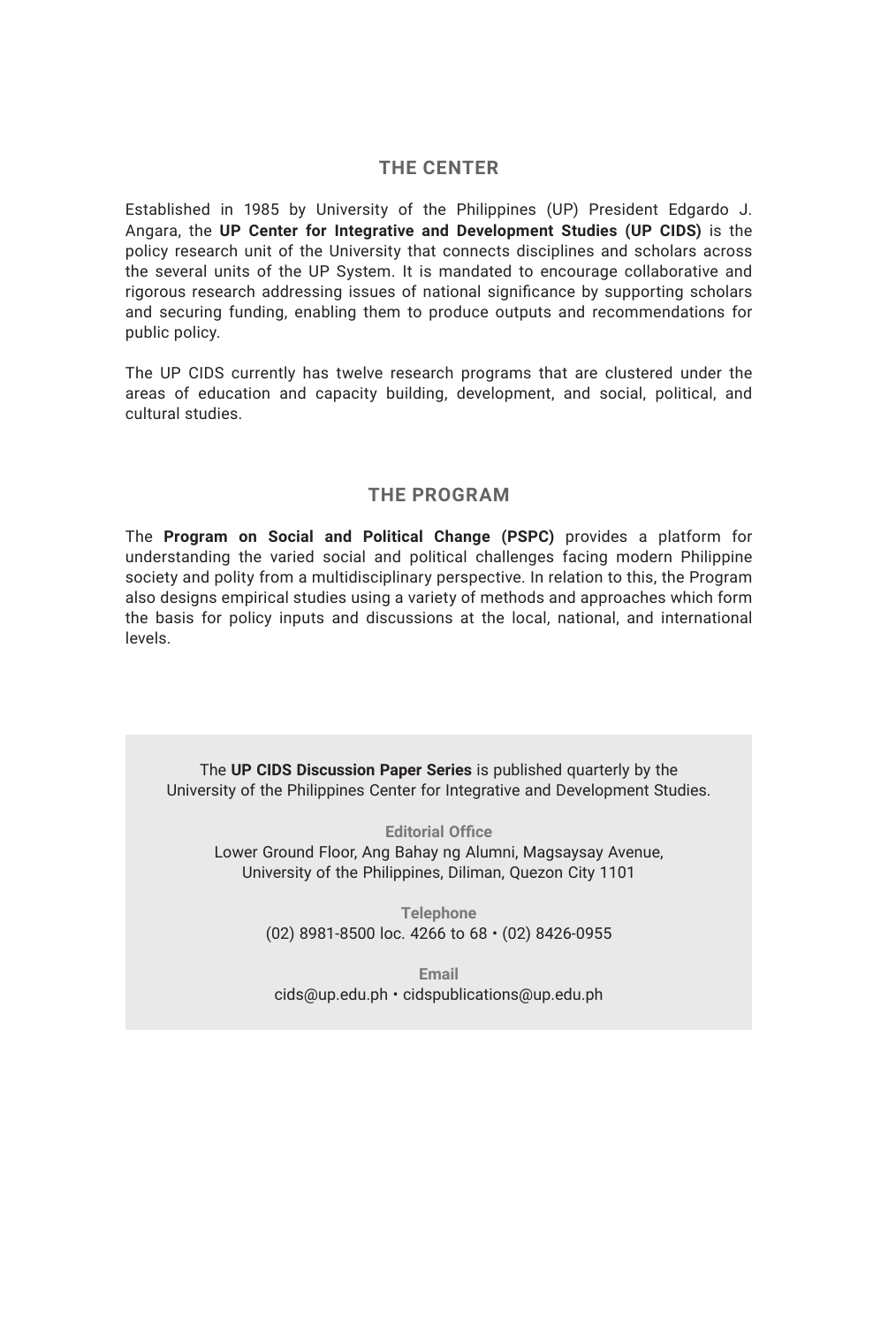## THE CENTER

Established in 1985 by University of the Philippines (UP) President Edgardo J. Angara, the **UP Center for Integrative and Development Studies (UP CIDS)** is the policy research unit of the University that connects disciplines and scholars across the several units of the UP System. It is mandated to encourage collaborative and rigorous research addressing issues of national significance by supporting scholars and securing funding, enabling them to produce outputs and recommendations for public policy.

The UP CIDS currently has twelve research programs that are clustered under the areas of education and capacity building, development, and social, political, and cultural studies.

## THE PROGRAM

The **Program on Social and Political Change (PSPC)** provides a platform for understanding the varied social and political challenges facing modern Philippine society and polity from a multidisciplinary perspective. In relation to this, the Program also designs empirical studies using a variety of methods and approaches which form the basis for policy inputs and discussions at the local, national, and international levels.

The **UP CIDS Discussion Paper Series** is published quarterly by the University of the Philippines Center for Integrative and Development Studies.

**Editorial Office**
Lower Ground Floor, Ang Bahay ng Alumni, Magsaysay Avenue, University of the Philippines, Diliman, Quezon City 1101

**Telephone**
(02) 8981-8500 loc. 4266 to 68 • (02) 8426-0955

**Email**
cids@up.edu.ph • cidspublications@up.edu.ph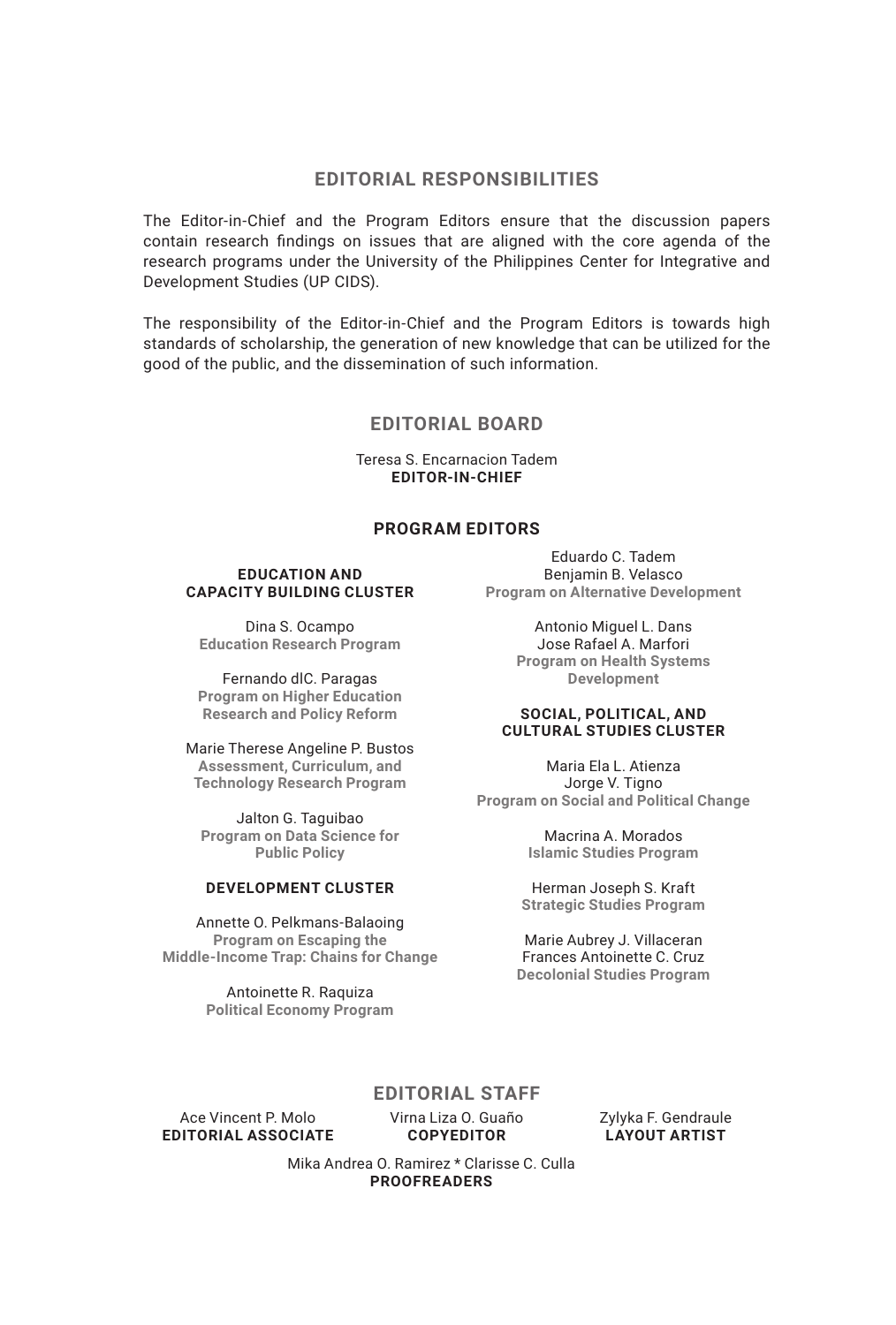## EDITORIAL RESPONSIBILITIES

The Editor-in-Chief and the Program Editors ensure that the discussion papers contain research findings on issues that are aligned with the core agenda of the research programs under the University of the Philippines Center for Integrative and Development Studies (UP CIDS).

The responsibility of the Editor-in-Chief and the Program Editors is towards high standards of scholarship, the generation of new knowledge that can be utilized for the good of the public, and the dissemination of such information.

## EDITORIAL BOARD

Teresa S. Encarnacion Tadem
**EDITOR-IN-CHIEF**

### PROGRAM EDITORS

**EDUCATION AND CAPACITY BUILDING CLUSTER**

Dina S. Ocampo
**Education Research Program**

Fernando dlC. Paragas
**Program on Higher Education Research and Policy Reform**

Marie Therese Angeline P. Bustos
**Assessment, Curriculum, and Technology Research Program**

Jalton G. Taguibao
**Program on Data Science for Public Policy**

**DEVELOPMENT CLUSTER**

Annette O. Pelkmans-Balaoing
**Program on Escaping the Middle-Income Trap: Chains for Change**

Antoinette R. Raquiza
**Political Economy Program**

Eduardo C. Tadem
Benjamin B. Velasco
**Program on Alternative Development**

Antonio Miguel L. Dans
Jose Rafael A. Marfori
**Program on Health Systems Development**

**SOCIAL, POLITICAL, AND CULTURAL STUDIES CLUSTER**

Maria Ela L. Atienza
Jorge V. Tigno
**Program on Social and Political Change**

Macrina A. Morados
**Islamic Studies Program**

Herman Joseph S. Kraft
**Strategic Studies Program**

Marie Aubrey J. Villaceran
Frances Antoinette C. Cruz
**Decolonial Studies Program**

## EDITORIAL STAFF

Ace Vincent P. Molo
**EDITORIAL ASSOCIATE**

Virna Liza O. Guaño
**COPYEDITOR**

Zylyka F. Gendraule
**LAYOUT ARTIST**

Mika Andrea O. Ramirez * Clarisse C. Culla
**PROOFREADERS**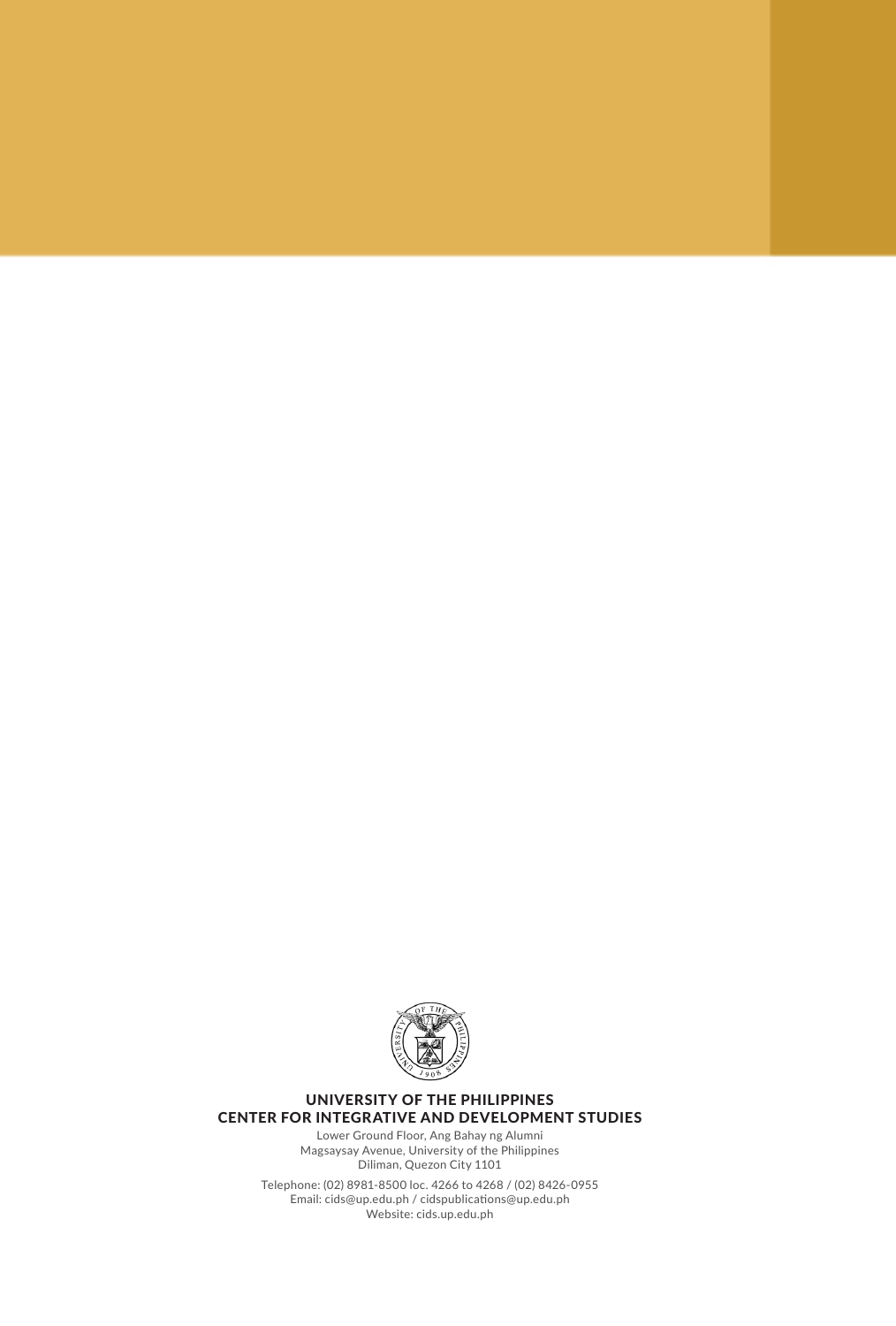**UNIVERSITY OF THE PHILIPPINES**
**CENTER FOR INTEGRATIVE AND DEVELOPMENT STUDIES**

Lower Ground Floor, Ang Bahay ng Alumni
Magsaysay Avenue, University of the Philippines
Diliman, Quezon City 1101

Telephone: (02) 8981-8500 loc. 4266 to 4268 / (02) 8426-0955
Email: cids@up.edu.ph / cidspublications@up.edu.ph
Website: cids.up.edu.ph